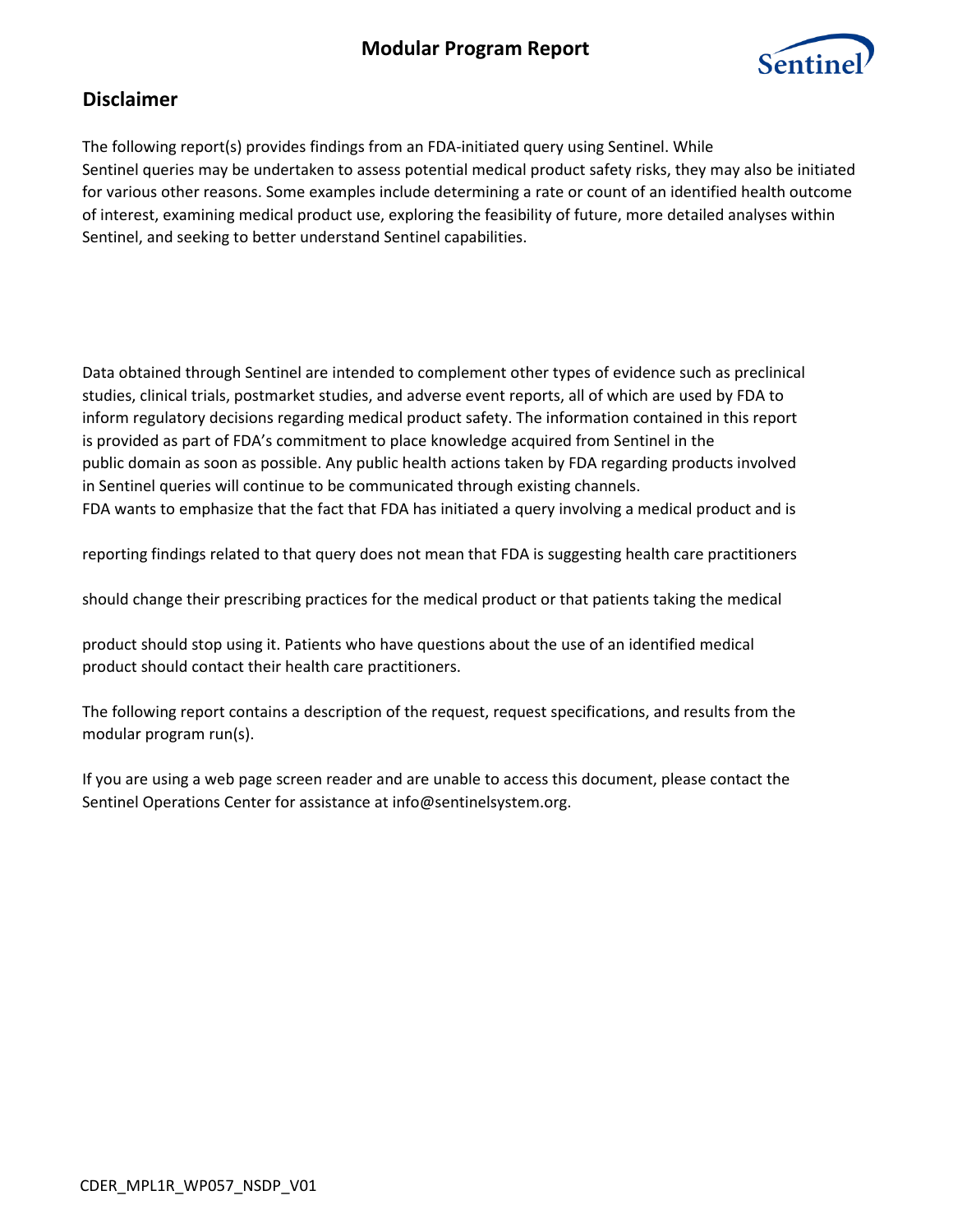# Disclaimer

The following report(s) provides findings from an FDA-initiated query using Sentinel. While Sentinel queries may be undertaken to assess potential medical product safety risks, they may also be initiated for various other reasons. Some examples include determining a rate or count of an identified health outcome of interest, examining medical product use, exploring the feasibility of future, more detailed analyses within Sentinel, and seeking to better understand Sentinel capabilities.

Data obtained through Sentinel are intended to complement other types of evidence such as preclinical studies, clinical trials, postmarket studies, and adverse event reports, all of which are used by FDA to inform regulatory decisions regarding medical product safety. The information contained in this report is provided as part of FDA's commitment to place knowledge acquired from Sentinel in the public domain as soon as possible. Any public health actions taken by FDA regarding products involved in Sentinel queries will continue to be communicated through existing channels.
FDA wants to emphasize that the fact that FDA has initiated a query involving a medical product and is reporting findings related to that query does not mean that FDA is suggesting health care practitioners should change their prescribing practices for the medical product or that patients taking the medical product should stop using it. Patients who have questions about the use of an identified medical product should contact their health care practitioners.

The following report contains a description of the request, request specifications, and results from the modular program run(s).

If you are using a web page screen reader and are unable to access this document, please contact the Sentinel Operations Center for assistance at info@sentinelsystem.org.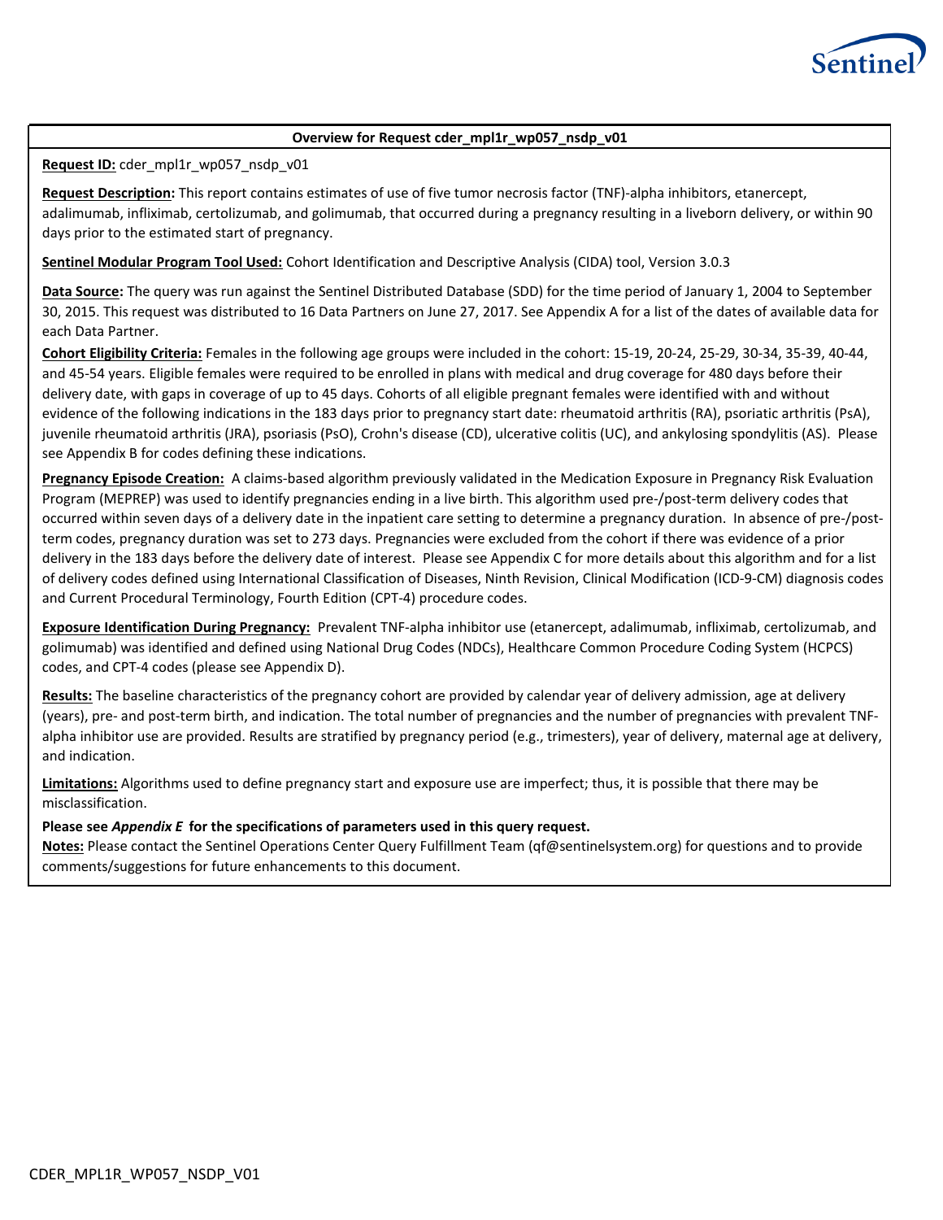**Overview for Request cder_mpl1r_wp057_nsdp_v01**

**Request ID:** cder_mpl1r_wp057_nsdp_v01

**Request Description:** This report contains estimates of use of five tumor necrosis factor (TNF)-alpha inhibitors, etanercept, adalimumab, infliximab, certolizumab, and golimumab, that occurred during a pregnancy resulting in a liveborn delivery, or within 90 days prior to the estimated start of pregnancy.

**Sentinel Modular Program Tool Used:** Cohort Identification and Descriptive Analysis (CIDA) tool, Version 3.0.3

**Data Source:** The query was run against the Sentinel Distributed Database (SDD) for the time period of January 1, 2004 to September 30, 2015. This request was distributed to 16 Data Partners on June 27, 2017. See Appendix A for a list of the dates of available data for each Data Partner.

**Cohort Eligibility Criteria:** Females in the following age groups were included in the cohort: 15-19, 20-24, 25-29, 30-34, 35-39, 40-44, and 45-54 years. Eligible females were required to be enrolled in plans with medical and drug coverage for 480 days before their delivery date, with gaps in coverage of up to 45 days. Cohorts of all eligible pregnant females were identified with and without evidence of the following indications in the 183 days prior to pregnancy start date: rheumatoid arthritis (RA), psoriatic arthritis (PsA), juvenile rheumatoid arthritis (JRA), psoriasis (PsO), Crohn's disease (CD), ulcerative colitis (UC), and ankylosing spondylitis (AS). Please see Appendix B for codes defining these indications.

**Pregnancy Episode Creation:** A claims-based algorithm previously validated in the Medication Exposure in Pregnancy Risk Evaluation Program (MEPREP) was used to identify pregnancies ending in a live birth. This algorithm used pre-/post-term delivery codes that occurred within seven days of a delivery date in the inpatient care setting to determine a pregnancy duration. In absence of pre-/post-term codes, pregnancy duration was set to 273 days. Pregnancies were excluded from the cohort if there was evidence of a prior delivery in the 183 days before the delivery date of interest. Please see Appendix C for more details about this algorithm and for a list of delivery codes defined using International Classification of Diseases, Ninth Revision, Clinical Modification (ICD-9-CM) diagnosis codes and Current Procedural Terminology, Fourth Edition (CPT-4) procedure codes.

**Exposure Identification During Pregnancy:** Prevalent TNF-alpha inhibitor use (etanercept, adalimumab, infliximab, certolizumab, and golimumab) was identified and defined using National Drug Codes (NDCs), Healthcare Common Procedure Coding System (HCPCS) codes, and CPT-4 codes (please see Appendix D).

**Results:** The baseline characteristics of the pregnancy cohort are provided by calendar year of delivery admission, age at delivery (years), pre- and post-term birth, and indication. The total number of pregnancies and the number of pregnancies with prevalent TNF-alpha inhibitor use are provided. Results are stratified by pregnancy period (e.g., trimesters), year of delivery, maternal age at delivery, and indication.

**Limitations:** Algorithms used to define pregnancy start and exposure use are imperfect; thus, it is possible that there may be misclassification.

**Please see *Appendix E* for the specifications of parameters used in this query request.**

**Notes:** Please contact the Sentinel Operations Center Query Fulfillment Team (qf@sentinelsystem.org) for questions and to provide comments/suggestions for future enhancements to this document.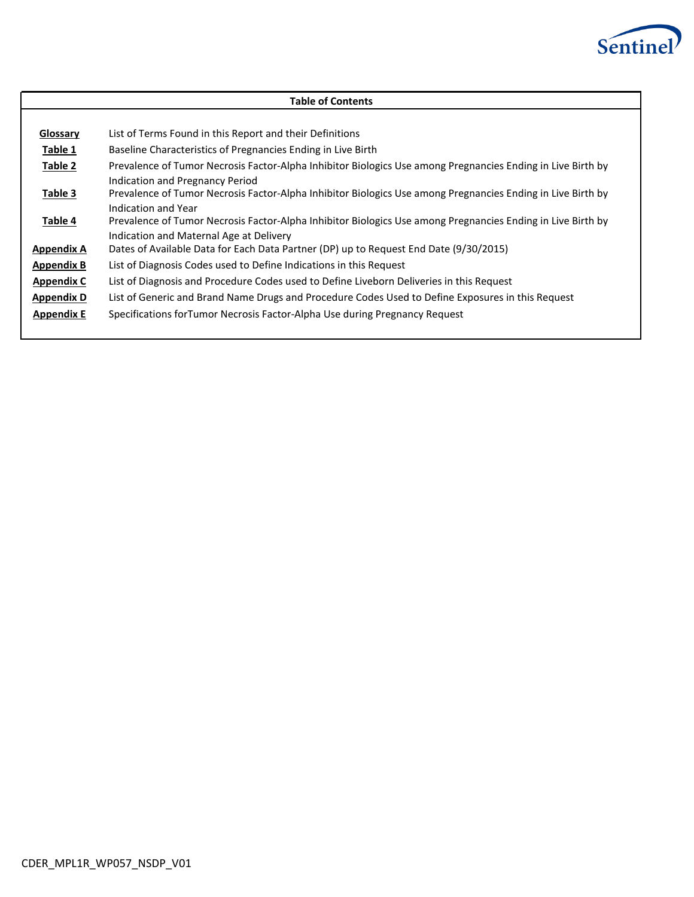## Table of Contents

| | |
|---|---|
| **Glossary** | List of Terms Found in this Report and their Definitions |
| **Table 1** | Baseline Characteristics of Pregnancies Ending in Live Birth |
| **Table 2** | Prevalence of Tumor Necrosis Factor-Alpha Inhibitor Biologics Use among Pregnancies Ending in Live Birth by Indication and Pregnancy Period |
| **Table 3** | Prevalence of Tumor Necrosis Factor-Alpha Inhibitor Biologics Use among Pregnancies Ending in Live Birth by Indication and Year |
| **Table 4** | Prevalence of Tumor Necrosis Factor-Alpha Inhibitor Biologics Use among Pregnancies Ending in Live Birth by Indication and Maternal Age at Delivery |
| **Appendix A** | Dates of Available Data for Each Data Partner (DP) up to Request End Date (9/30/2015) |
| **Appendix B** | List of Diagnosis Codes used to Define Indications in this Request |
| **Appendix C** | List of Diagnosis and Procedure Codes used to Define Liveborn Deliveries in this Request |
| **Appendix D** | List of Generic and Brand Name Drugs and Procedure Codes Used to Define Exposures in this Request |
| **Appendix E** | Specifications forTumor Necrosis Factor-Alpha Use during Pregnancy Request |

CDER_MPL1R_WP057_NSDP_V01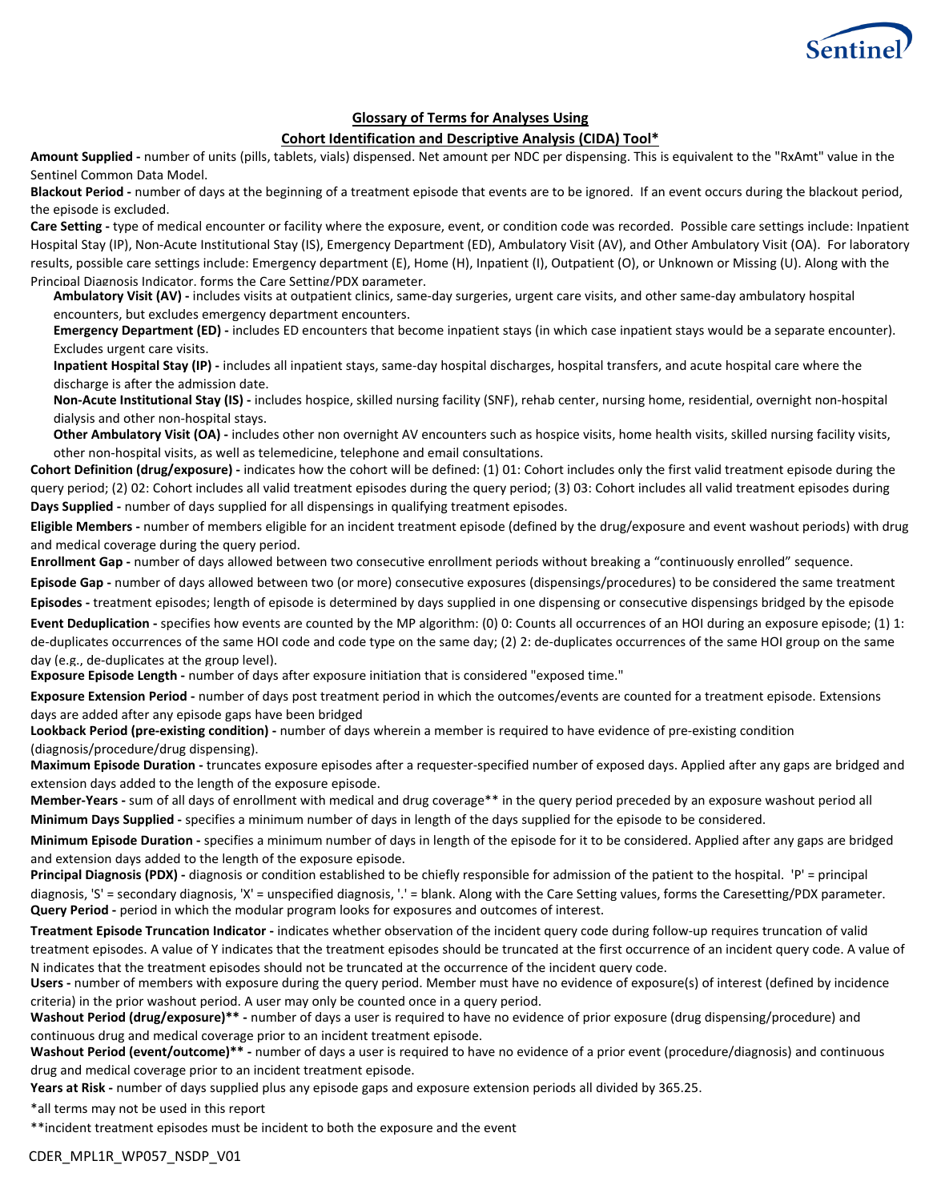## Glossary of Terms for Analyses Using Cohort Identification and Descriptive Analysis (CIDA) Tool*

**Amount Supplied -** number of units (pills, tablets, vials) dispensed. Net amount per NDC per dispensing. This is equivalent to the "RxAmt" value in the Sentinel Common Data Model.

**Blackout Period -** number of days at the beginning of a treatment episode that events are to be ignored. If an event occurs during the blackout period, the episode is excluded.

**Care Setting -** type of medical encounter or facility where the exposure, event, or condition code was recorded. Possible care settings include: Inpatient Hospital Stay (IP), Non-Acute Institutional Stay (IS), Emergency Department (ED), Ambulatory Visit (AV), and Other Ambulatory Visit (OA). For laboratory results, possible care settings include: Emergency department (E), Home (H), Inpatient (I), Outpatient (O), or Unknown or Missing (U). Along with the Principal Diagnosis Indicator, forms the Care Setting/PDX parameter.

- **Ambulatory Visit (AV) -** includes visits at outpatient clinics, same-day surgeries, urgent care visits, and other same-day ambulatory hospital encounters, but excludes emergency department encounters.
- **Emergency Department (ED) -** includes ED encounters that become inpatient stays (in which case inpatient stays would be a separate encounter). Excludes urgent care visits.
- **Inpatient Hospital Stay (IP) -** includes all inpatient stays, same-day hospital discharges, hospital transfers, and acute hospital care where the discharge is after the admission date.
- **Non-Acute Institutional Stay (IS) -** includes hospice, skilled nursing facility (SNF), rehab center, nursing home, residential, overnight non-hospital dialysis and other non-hospital stays.
- **Other Ambulatory Visit (OA) -** includes other non overnight AV encounters such as hospice visits, home health visits, skilled nursing facility visits, other non-hospital visits, as well as telemedicine, telephone and email consultations.

**Cohort Definition (drug/exposure) -** indicates how the cohort will be defined: (1) 01: Cohort includes only the first valid treatment episode during the query period; (2) 02: Cohort includes all valid treatment episodes during the query period; (3) 03: Cohort includes all valid treatment episodes during

**Days Supplied -** number of days supplied for all dispensings in qualifying treatment episodes.

**Eligible Members -** number of members eligible for an incident treatment episode (defined by the drug/exposure and event washout periods) with drug and medical coverage during the query period.

**Enrollment Gap -** number of days allowed between two consecutive enrollment periods without breaking a "continuously enrolled" sequence.

**Episode Gap -** number of days allowed between two (or more) consecutive exposures (dispensings/procedures) to be considered the same treatment

**Episodes -** treatment episodes; length of episode is determined by days supplied in one dispensing or consecutive dispensings bridged by the episode

**Event Deduplication -** specifies how events are counted by the MP algorithm: (0) 0: Counts all occurrences of an HOI during an exposure episode; (1) 1: de-duplicates occurrences of the same HOI code and code type on the same day; (2) 2: de-duplicates occurrences of the same HOI group on the same day (e.g., de-duplicates at the group level).

**Exposure Episode Length -** number of days after exposure initiation that is considered "exposed time."

**Exposure Extension Period -** number of days post treatment period in which the outcomes/events are counted for a treatment episode. Extensions days are added after any episode gaps have been bridged

**Lookback Period (pre-existing condition) -** number of days wherein a member is required to have evidence of pre-existing condition (diagnosis/procedure/drug dispensing).

**Maximum Episode Duration -** truncates exposure episodes after a requester-specified number of exposed days. Applied after any gaps are bridged and extension days added to the length of the exposure episode.

**Member-Years -** sum of all days of enrollment with medical and drug coverage** in the query period preceded by an exposure washout period all

**Minimum Days Supplied -** specifies a minimum number of days in length of the days supplied for the episode to be considered.

**Minimum Episode Duration -** specifies a minimum number of days in length of the episode for it to be considered. Applied after any gaps are bridged and extension days added to the length of the exposure episode.

**Principal Diagnosis (PDX) -** diagnosis or condition established to be chiefly responsible for admission of the patient to the hospital. 'P' = principal diagnosis, 'S' = secondary diagnosis, 'X' = unspecified diagnosis, '.' = blank. Along with the Care Setting values, forms the Caresetting/PDX parameter.

**Query Period -** period in which the modular program looks for exposures and outcomes of interest.

**Treatment Episode Truncation Indicator -** indicates whether observation of the incident query code during follow-up requires truncation of valid treatment episodes. A value of Y indicates that the treatment episodes should be truncated at the first occurrence of an incident query code. A value of N indicates that the treatment episodes should not be truncated at the occurrence of the incident query code.

**Users -** number of members with exposure during the query period. Member must have no evidence of exposure(s) of interest (defined by incidence criteria) in the prior washout period. A user may only be counted once in a query period.

**Washout Period (drug/exposure)** -** number of days a user is required to have no evidence of prior exposure (drug dispensing/procedure) and continuous drug and medical coverage prior to an incident treatment episode.

**Washout Period (event/outcome)** -** number of days a user is required to have no evidence of a prior event (procedure/diagnosis) and continuous drug and medical coverage prior to an incident treatment episode.

**Years at Risk -** number of days supplied plus any episode gaps and exposure extension periods all divided by 365.25.

*all terms may not be used in this report

**incident treatment episodes must be incident to both the exposure and the event

CDER_MPL1R_WP057_NSDP_V01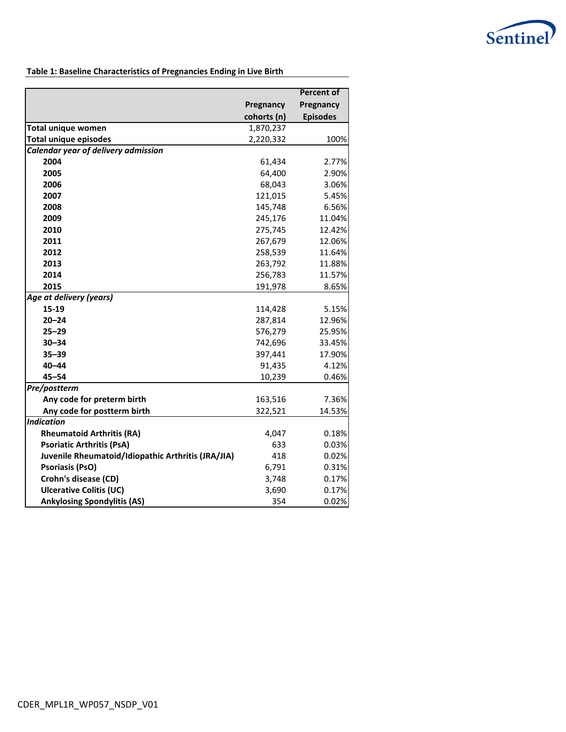**Table 1: Baseline Characteristics of Pregnancies Ending in Live Birth**

| | Pregnancy cohorts (n) | Percent of Pregnancy Episodes |
|---|---|---|
| **Total unique women** | 1,870,237 | |
| **Total unique episodes** | 2,220,332 | 100% |
| ***Calendar year of delivery admission*** | | |
| **2004** | 61,434 | 2.77% |
| **2005** | 64,400 | 2.90% |
| **2006** | 68,043 | 3.06% |
| **2007** | 121,015 | 5.45% |
| **2008** | 145,748 | 6.56% |
| **2009** | 245,176 | 11.04% |
| **2010** | 275,745 | 12.42% |
| **2011** | 267,679 | 12.06% |
| **2012** | 258,539 | 11.64% |
| **2013** | 263,792 | 11.88% |
| **2014** | 256,783 | 11.57% |
| **2015** | 191,978 | 8.65% |
| ***Age at delivery (years)*** | | |
| **15-19** | 114,428 | 5.15% |
| **20–24** | 287,814 | 12.96% |
| **25–29** | 576,279 | 25.95% |
| **30–34** | 742,696 | 33.45% |
| **35–39** | 397,441 | 17.90% |
| **40–44** | 91,435 | 4.12% |
| **45–54** | 10,239 | 0.46% |
| ***Pre/postterm*** | | |
| **Any code for preterm birth** | 163,516 | 7.36% |
| **Any code for postterm birth** | 322,521 | 14.53% |
| ***Indication*** | | |
| **Rheumatoid Arthritis (RA)** | 4,047 | 0.18% |
| **Psoriatic Arthritis (PsA)** | 633 | 0.03% |
| **Juvenile Rheumatoid/Idiopathic Arthritis (JRA/JIA)** | 418 | 0.02% |
| **Psoriasis (PsO)** | 6,791 | 0.31% |
| **Crohn's disease (CD)** | 3,748 | 0.17% |
| **Ulcerative Colitis (UC)** | 3,690 | 0.17% |
| **Ankylosing Spondylitis (AS)** | 354 | 0.02% |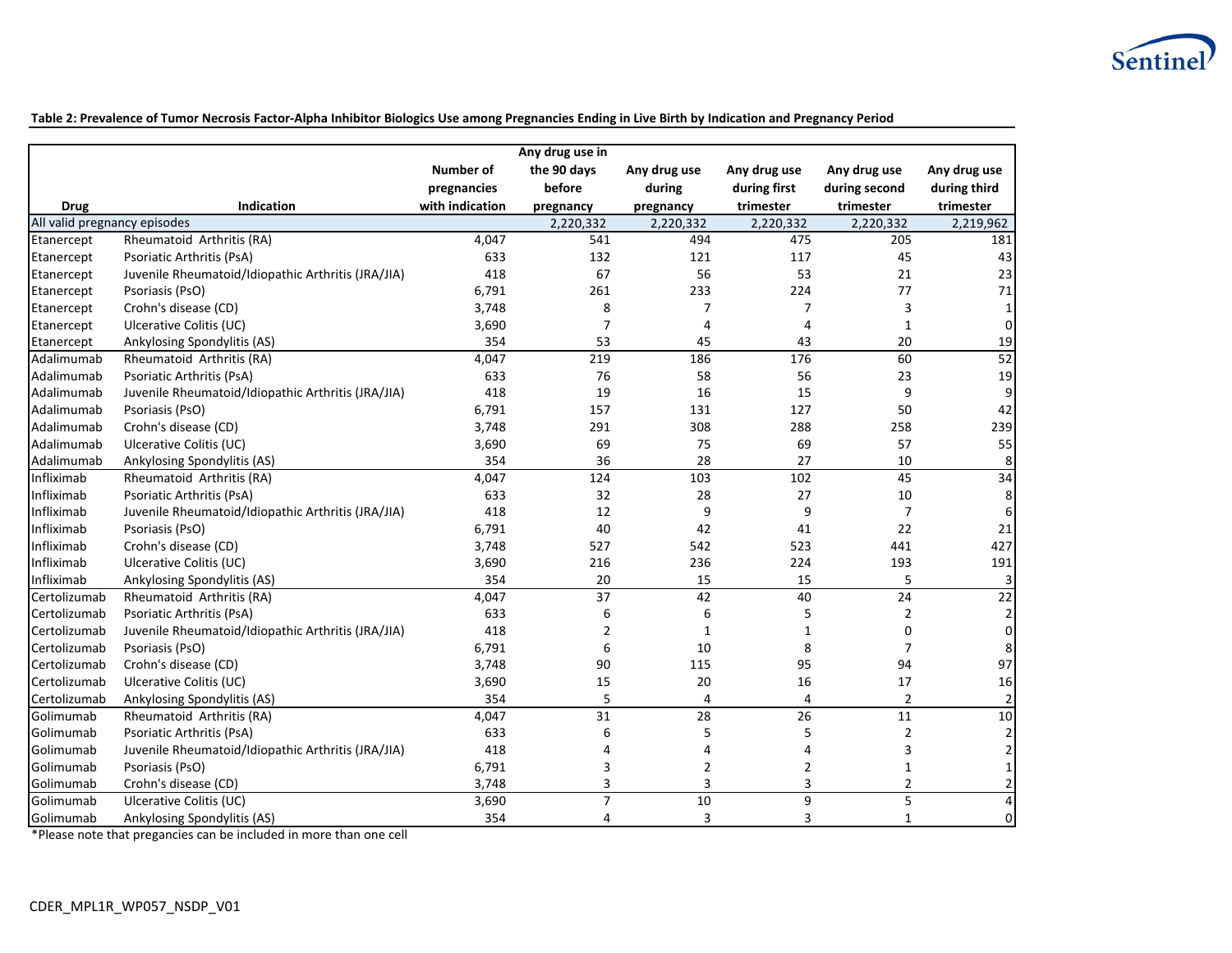**Table 2: Prevalence of Tumor Necrosis Factor-Alpha Inhibitor Biologics Use among Pregnancies Ending in Live Birth by Indication and Pregnancy Period**

| Drug | Indication | Number of pregnancies with indication | Any drug use in the 90 days before pregnancy | Any drug use during pregnancy | Any drug use during first trimester | Any drug use during second trimester | Any drug use during third trimester |
|---|---|---|---|---|---|---|---|
| All valid pregnancy episodes | | | 2,220,332 | 2,220,332 | 2,220,332 | 2,220,332 | 2,219,962 |
| Etanercept | Rheumatoid Arthritis (RA) | 4,047 | 541 | 494 | 475 | 205 | 181 |
| Etanercept | Psoriatic Arthritis (PsA) | 633 | 132 | 121 | 117 | 45 | 43 |
| Etanercept | Juvenile Rheumatoid/Idiopathic Arthritis (JRA/JIA) | 418 | 67 | 56 | 53 | 21 | 23 |
| Etanercept | Psoriasis (PsO) | 6,791 | 261 | 233 | 224 | 77 | 71 |
| Etanercept | Crohn's disease (CD) | 3,748 | 8 | 7 | 7 | 3 | 1 |
| Etanercept | Ulcerative Colitis (UC) | 3,690 | 7 | 4 | 4 | 1 | 0 |
| Etanercept | Ankylosing Spondylitis (AS) | 354 | 53 | 45 | 43 | 20 | 19 |
| Adalimumab | Rheumatoid Arthritis (RA) | 4,047 | 219 | 186 | 176 | 60 | 52 |
| Adalimumab | Psoriatic Arthritis (PsA) | 633 | 76 | 58 | 56 | 23 | 19 |
| Adalimumab | Juvenile Rheumatoid/Idiopathic Arthritis (JRA/JIA) | 418 | 19 | 16 | 15 | 9 | 9 |
| Adalimumab | Psoriasis (PsO) | 6,791 | 157 | 131 | 127 | 50 | 42 |
| Adalimumab | Crohn's disease (CD) | 3,748 | 291 | 308 | 288 | 258 | 239 |
| Adalimumab | Ulcerative Colitis (UC) | 3,690 | 69 | 75 | 69 | 57 | 55 |
| Adalimumab | Ankylosing Spondylitis (AS) | 354 | 36 | 28 | 27 | 10 | 8 |
| Infliximab | Rheumatoid Arthritis (RA) | 4,047 | 124 | 103 | 102 | 45 | 34 |
| Infliximab | Psoriatic Arthritis (PsA) | 633 | 32 | 28 | 27 | 10 | 8 |
| Infliximab | Juvenile Rheumatoid/Idiopathic Arthritis (JRA/JIA) | 418 | 12 | 9 | 9 | 7 | 6 |
| Infliximab | Psoriasis (PsO) | 6,791 | 40 | 42 | 41 | 22 | 21 |
| Infliximab | Crohn's disease (CD) | 3,748 | 527 | 542 | 523 | 441 | 427 |
| Infliximab | Ulcerative Colitis (UC) | 3,690 | 216 | 236 | 224 | 193 | 191 |
| Infliximab | Ankylosing Spondylitis (AS) | 354 | 20 | 15 | 15 | 5 | 3 |
| Certolizumab | Rheumatoid Arthritis (RA) | 4,047 | 37 | 42 | 40 | 24 | 22 |
| Certolizumab | Psoriatic Arthritis (PsA) | 633 | 6 | 6 | 5 | 2 | 2 |
| Certolizumab | Juvenile Rheumatoid/Idiopathic Arthritis (JRA/JIA) | 418 | 2 | 1 | 1 | 0 | 0 |
| Certolizumab | Psoriasis (PsO) | 6,791 | 6 | 10 | 8 | 7 | 8 |
| Certolizumab | Crohn's disease (CD) | 3,748 | 90 | 115 | 95 | 94 | 97 |
| Certolizumab | Ulcerative Colitis (UC) | 3,690 | 15 | 20 | 16 | 17 | 16 |
| Certolizumab | Ankylosing Spondylitis (AS) | 354 | 5 | 4 | 4 | 2 | 2 |
| Golimumab | Rheumatoid Arthritis (RA) | 4,047 | 31 | 28 | 26 | 11 | 10 |
| Golimumab | Psoriatic Arthritis (PsA) | 633 | 6 | 5 | 5 | 2 | 2 |
| Golimumab | Juvenile Rheumatoid/Idiopathic Arthritis (JRA/JIA) | 418 | 4 | 4 | 4 | 3 | 2 |
| Golimumab | Psoriasis (PsO) | 6,791 | 3 | 2 | 2 | 1 | 1 |
| Golimumab | Crohn's disease (CD) | 3,748 | 3 | 3 | 3 | 2 | 2 |
| Golimumab | Ulcerative Colitis (UC) | 3,690 | 7 | 10 | 9 | 5 | 4 |
| Golimumab | Ankylosing Spondylitis (AS) | 354 | 4 | 3 | 3 | 1 | 0 |

*Please note that pregancies can be included in more than one cell

CDER_MPL1R_WP057_NSDP_V01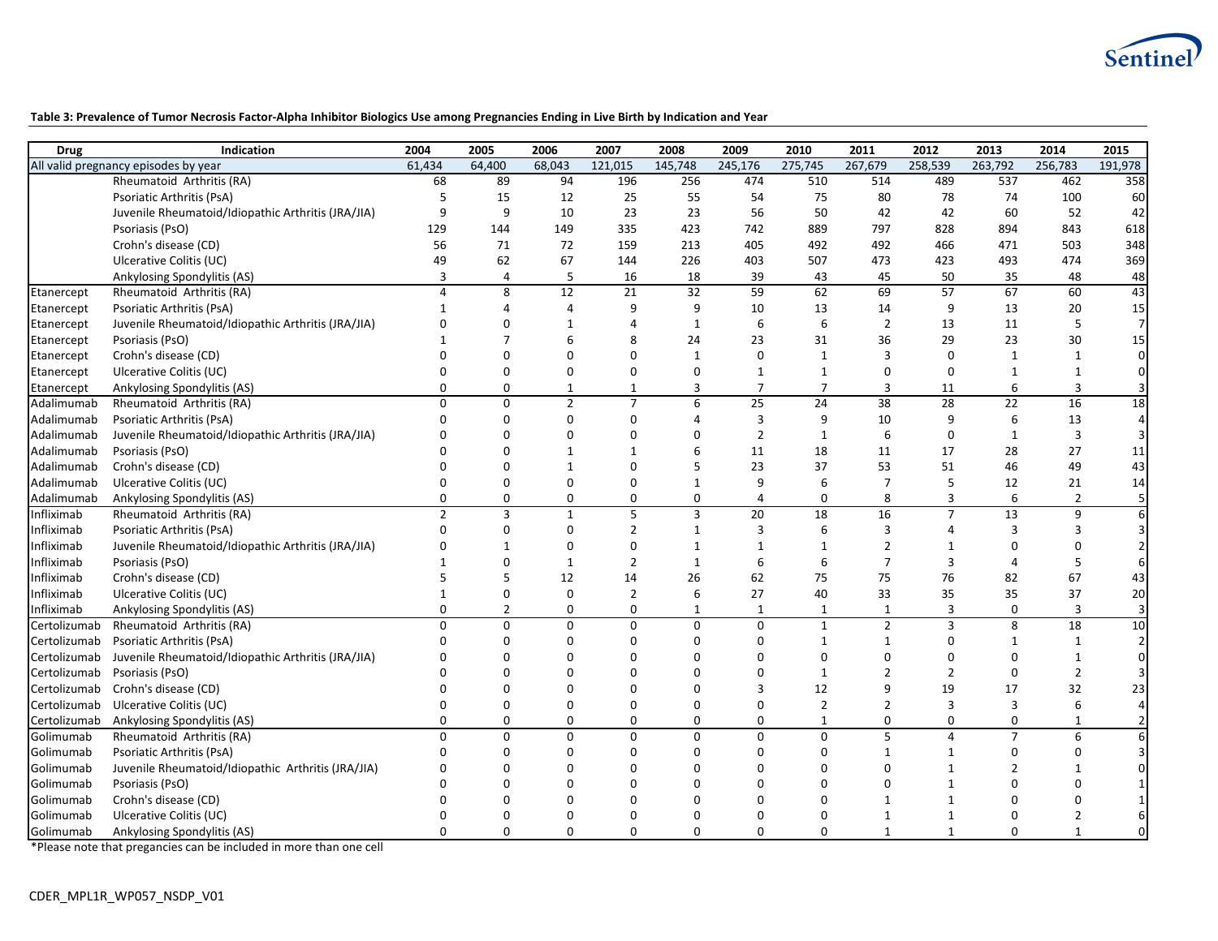**Table 3: Prevalence of Tumor Necrosis Factor-Alpha Inhibitor Biologics Use among Pregnancies Ending in Live Birth by Indication and Year**

| Drug | Indication | 2004 | 2005 | 2006 | 2007 | 2008 | 2009 | 2010 | 2011 | 2012 | 2013 | 2014 | 2015 |
|---|---|---|---|---|---|---|---|---|---|---|---|---|---|
| All valid pregnancy episodes by year | | 61,434 | 64,400 | 68,043 | 121,015 | 145,748 | 245,176 | 275,745 | 267,679 | 258,539 | 263,792 | 256,783 | 191,978 |
| | Rheumatoid Arthritis (RA) | 68 | 89 | 94 | 196 | 256 | 474 | 510 | 514 | 489 | 537 | 462 | 358 |
| | Psoriatic Arthritis (PsA) | 5 | 15 | 12 | 25 | 55 | 54 | 75 | 80 | 78 | 74 | 100 | 60 |
| | Juvenile Rheumatoid/Idiopathic Arthritis (JRA/JIA) | 9 | 9 | 10 | 23 | 23 | 56 | 50 | 42 | 42 | 60 | 52 | 42 |
| | Psoriasis (PsO) | 129 | 144 | 149 | 335 | 423 | 742 | 889 | 797 | 828 | 894 | 843 | 618 |
| | Crohn's disease (CD) | 56 | 71 | 72 | 159 | 213 | 405 | 492 | 492 | 466 | 471 | 503 | 348 |
| | Ulcerative Colitis (UC) | 49 | 62 | 67 | 144 | 226 | 403 | 507 | 473 | 423 | 493 | 474 | 369 |
| | Ankylosing Spondylitis (AS) | 3 | 4 | 5 | 16 | 18 | 39 | 43 | 45 | 50 | 35 | 48 | 48 |
| Etanercept | Rheumatoid Arthritis (RA) | 4 | 8 | 12 | 21 | 32 | 59 | 62 | 69 | 57 | 67 | 60 | 43 |
| Etanercept | Psoriatic Arthritis (PsA) | 1 | 4 | 4 | 9 | 9 | 10 | 13 | 14 | 9 | 13 | 20 | 15 |
| Etanercept | Juvenile Rheumatoid/Idiopathic Arthritis (JRA/JIA) | 0 | 0 | 1 | 4 | 1 | 6 | 6 | 2 | 13 | 11 | 5 | 7 |
| Etanercept | Psoriasis (PsO) | 1 | 7 | 6 | 8 | 24 | 23 | 31 | 36 | 29 | 23 | 30 | 15 |
| Etanercept | Crohn's disease (CD) | 0 | 0 | 0 | 0 | 1 | 0 | 1 | 3 | 0 | 1 | 1 | 0 |
| Etanercept | Ulcerative Colitis (UC) | 0 | 0 | 0 | 0 | 0 | 1 | 1 | 0 | 0 | 1 | 1 | 0 |
| Etanercept | Ankylosing Spondylitis (AS) | 0 | 0 | 1 | 1 | 3 | 7 | 7 | 3 | 11 | 6 | 3 | 3 |
| Adalimumab | Rheumatoid Arthritis (RA) | 0 | 0 | 2 | 7 | 6 | 25 | 24 | 38 | 28 | 22 | 16 | 18 |
| Adalimumab | Psoriatic Arthritis (PsA) | 0 | 0 | 0 | 0 | 4 | 3 | 9 | 10 | 9 | 6 | 13 | 4 |
| Adalimumab | Juvenile Rheumatoid/Idiopathic Arthritis (JRA/JIA) | 0 | 0 | 0 | 0 | 0 | 2 | 1 | 6 | 0 | 1 | 3 | 3 |
| Adalimumab | Psoriasis (PsO) | 0 | 0 | 1 | 1 | 6 | 11 | 18 | 11 | 17 | 28 | 27 | 11 |
| Adalimumab | Crohn's disease (CD) | 0 | 0 | 1 | 0 | 5 | 23 | 37 | 53 | 51 | 46 | 49 | 43 |
| Adalimumab | Ulcerative Colitis (UC) | 0 | 0 | 0 | 0 | 1 | 9 | 6 | 7 | 5 | 12 | 21 | 14 |
| Adalimumab | Ankylosing Spondylitis (AS) | 0 | 0 | 0 | 0 | 0 | 4 | 0 | 8 | 3 | 6 | 2 | 5 |
| Infliximab | Rheumatoid Arthritis (RA) | 2 | 3 | 1 | 5 | 3 | 20 | 18 | 16 | 7 | 13 | 9 | 6 |
| Infliximab | Psoriatic Arthritis (PsA) | 0 | 0 | 0 | 2 | 1 | 3 | 6 | 3 | 4 | 3 | 3 | 3 |
| Infliximab | Juvenile Rheumatoid/Idiopathic Arthritis (JRA/JIA) | 0 | 1 | 0 | 0 | 1 | 1 | 1 | 2 | 1 | 0 | 0 | 2 |
| Infliximab | Psoriasis (PsO) | 1 | 0 | 1 | 2 | 1 | 6 | 6 | 7 | 3 | 4 | 5 | 6 |
| Infliximab | Crohn's disease (CD) | 5 | 5 | 12 | 14 | 26 | 62 | 75 | 75 | 76 | 82 | 67 | 43 |
| Infliximab | Ulcerative Colitis (UC) | 1 | 0 | 0 | 2 | 6 | 27 | 40 | 33 | 35 | 35 | 37 | 20 |
| Infliximab | Ankylosing Spondylitis (AS) | 0 | 2 | 0 | 0 | 1 | 1 | 1 | 1 | 3 | 0 | 3 | 3 |
| Certolizumab | Rheumatoid Arthritis (RA) | 0 | 0 | 0 | 0 | 0 | 0 | 1 | 2 | 3 | 8 | 18 | 10 |
| Certolizumab | Psoriatic Arthritis (PsA) | 0 | 0 | 0 | 0 | 0 | 0 | 1 | 1 | 0 | 1 | 1 | 2 |
| Certolizumab | Juvenile Rheumatoid/Idiopathic Arthritis (JRA/JIA) | 0 | 0 | 0 | 0 | 0 | 0 | 0 | 0 | 0 | 0 | 1 | 0 |
| Certolizumab | Psoriasis (PsO) | 0 | 0 | 0 | 0 | 0 | 0 | 1 | 2 | 2 | 0 | 2 | 3 |
| Certolizumab | Crohn's disease (CD) | 0 | 0 | 0 | 0 | 0 | 3 | 12 | 9 | 19 | 17 | 32 | 23 |
| Certolizumab | Ulcerative Colitis (UC) | 0 | 0 | 0 | 0 | 0 | 0 | 2 | 2 | 3 | 3 | 6 | 4 |
| Certolizumab | Ankylosing Spondylitis (AS) | 0 | 0 | 0 | 0 | 0 | 0 | 1 | 0 | 0 | 0 | 1 | 2 |
| Golimumab | Rheumatoid Arthritis (RA) | 0 | 0 | 0 | 0 | 0 | 0 | 0 | 5 | 4 | 7 | 6 | 6 |
| Golimumab | Psoriatic Arthritis (PsA) | 0 | 0 | 0 | 0 | 0 | 0 | 0 | 1 | 1 | 0 | 0 | 3 |
| Golimumab | Juvenile Rheumatoid/Idiopathic Arthritis (JRA/JIA) | 0 | 0 | 0 | 0 | 0 | 0 | 0 | 0 | 1 | 2 | 1 | 0 |
| Golimumab | Psoriasis (PsO) | 0 | 0 | 0 | 0 | 0 | 0 | 0 | 0 | 1 | 0 | 0 | 1 |
| Golimumab | Crohn's disease (CD) | 0 | 0 | 0 | 0 | 0 | 0 | 0 | 1 | 1 | 0 | 0 | 1 |
| Golimumab | Ulcerative Colitis (UC) | 0 | 0 | 0 | 0 | 0 | 0 | 0 | 1 | 1 | 0 | 2 | 6 |
| Golimumab | Ankylosing Spondylitis (AS) | 0 | 0 | 0 | 0 | 0 | 0 | 0 | 1 | 1 | 0 | 1 | 0 |

*Please note that pregancies can be included in more than one cell

CDER_MPL1R_WP057_NSDP_V01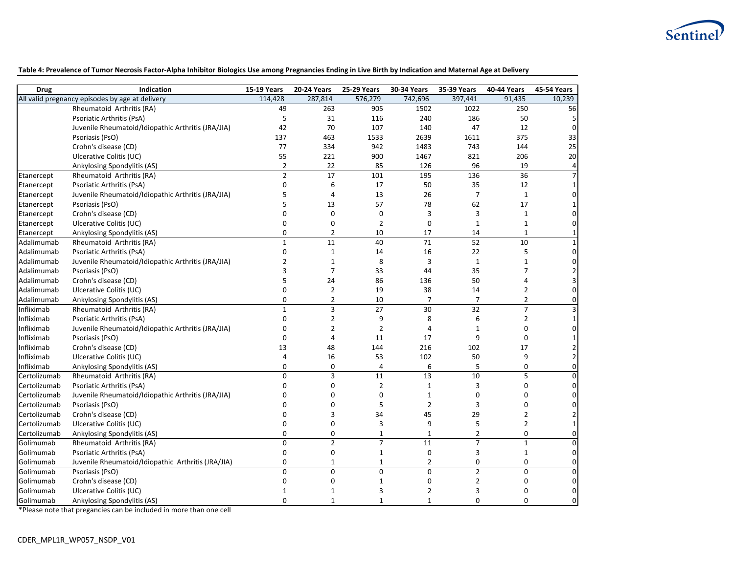**Table 4: Prevalence of Tumor Necrosis Factor-Alpha Inhibitor Biologics Use among Pregnancies Ending in Live Birth by Indication and Maternal Age at Delivery**

| Drug | Indication | 15-19 Years | 20-24 Years | 25-29 Years | 30-34 Years | 35-39 Years | 40-44 Years | 45-54 Years |
|---|---|---|---|---|---|---|---|---|
| All valid pregnancy episodes by age at delivery | | 114,428 | 287,814 | 576,279 | 742,696 | 397,441 | 91,435 | 10,239 |
| | Rheumatoid Arthritis (RA) | 49 | 263 | 905 | 1502 | 1022 | 250 | 56 |
| | Psoriatic Arthritis (PsA) | 5 | 31 | 116 | 240 | 186 | 50 | 5 |
| | Juvenile Rheumatoid/Idiopathic Arthritis (JRA/JIA) | 42 | 70 | 107 | 140 | 47 | 12 | 0 |
| | Psoriasis (PsO) | 137 | 463 | 1533 | 2639 | 1611 | 375 | 33 |
| | Crohn's disease (CD) | 77 | 334 | 942 | 1483 | 743 | 144 | 25 |
| | Ulcerative Colitis (UC) | 55 | 221 | 900 | 1467 | 821 | 206 | 20 |
| | Ankylosing Spondylitis (AS) | 2 | 22 | 85 | 126 | 96 | 19 | 4 |
| Etanercept | Rheumatoid Arthritis (RA) | 2 | 17 | 101 | 195 | 136 | 36 | 7 |
| Etanercept | Psoriatic Arthritis (PsA) | 0 | 6 | 17 | 50 | 35 | 12 | 1 |
| Etanercept | Juvenile Rheumatoid/Idiopathic Arthritis (JRA/JIA) | 5 | 4 | 13 | 26 | 7 | 1 | 0 |
| Etanercept | Psoriasis (PsO) | 5 | 13 | 57 | 78 | 62 | 17 | 1 |
| Etanercept | Crohn's disease (CD) | 0 | 0 | 0 | 3 | 3 | 1 | 0 |
| Etanercept | Ulcerative Colitis (UC) | 0 | 0 | 2 | 0 | 1 | 1 | 0 |
| Etanercept | Ankylosing Spondylitis (AS) | 0 | 2 | 10 | 17 | 14 | 1 | 1 |
| Adalimumab | Rheumatoid Arthritis (RA) | 1 | 11 | 40 | 71 | 52 | 10 | 1 |
| Adalimumab | Psoriatic Arthritis (PsA) | 0 | 1 | 14 | 16 | 22 | 5 | 0 |
| Adalimumab | Juvenile Rheumatoid/Idiopathic Arthritis (JRA/JIA) | 2 | 1 | 8 | 3 | 1 | 1 | 0 |
| Adalimumab | Psoriasis (PsO) | 3 | 7 | 33 | 44 | 35 | 7 | 2 |
| Adalimumab | Crohn's disease (CD) | 5 | 24 | 86 | 136 | 50 | 4 | 3 |
| Adalimumab | Ulcerative Colitis (UC) | 0 | 2 | 19 | 38 | 14 | 2 | 0 |
| Adalimumab | Ankylosing Spondylitis (AS) | 0 | 2 | 10 | 7 | 7 | 2 | 0 |
| Infliximab | Rheumatoid Arthritis (RA) | 1 | 3 | 27 | 30 | 32 | 7 | 3 |
| Infliximab | Psoriatic Arthritis (PsA) | 0 | 2 | 9 | 8 | 6 | 2 | 1 |
| Infliximab | Juvenile Rheumatoid/Idiopathic Arthritis (JRA/JIA) | 0 | 2 | 2 | 4 | 1 | 0 | 0 |
| Infliximab | Psoriasis (PsO) | 0 | 4 | 11 | 17 | 9 | 0 | 1 |
| Infliximab | Crohn's disease (CD) | 13 | 48 | 144 | 216 | 102 | 17 | 2 |
| Infliximab | Ulcerative Colitis (UC) | 4 | 16 | 53 | 102 | 50 | 9 | 2 |
| Infliximab | Ankylosing Spondylitis (AS) | 0 | 0 | 4 | 6 | 5 | 0 | 0 |
| Certolizumab | Rheumatoid Arthritis (RA) | 0 | 3 | 11 | 13 | 10 | 5 | 0 |
| Certolizumab | Psoriatic Arthritis (PsA) | 0 | 0 | 2 | 1 | 3 | 0 | 0 |
| Certolizumab | Juvenile Rheumatoid/Idiopathic Arthritis (JRA/JIA) | 0 | 0 | 0 | 1 | 0 | 0 | 0 |
| Certolizumab | Psoriasis (PsO) | 0 | 0 | 5 | 2 | 3 | 0 | 0 |
| Certolizumab | Crohn's disease (CD) | 0 | 3 | 34 | 45 | 29 | 2 | 2 |
| Certolizumab | Ulcerative Colitis (UC) | 0 | 0 | 3 | 9 | 5 | 2 | 1 |
| Certolizumab | Ankylosing Spondylitis (AS) | 0 | 0 | 1 | 1 | 2 | 0 | 0 |
| Golimumab | Rheumatoid Arthritis (RA) | 0 | 2 | 7 | 11 | 7 | 1 | 0 |
| Golimumab | Psoriatic Arthritis (PsA) | 0 | 0 | 1 | 0 | 3 | 1 | 0 |
| Golimumab | Juvenile Rheumatoid/Idiopathic Arthritis (JRA/JIA) | 0 | 1 | 1 | 2 | 0 | 0 | 0 |
| Golimumab | Psoriasis (PsO) | 0 | 0 | 0 | 0 | 2 | 0 | 0 |
| Golimumab | Crohn's disease (CD) | 0 | 0 | 1 | 0 | 2 | 0 | 0 |
| Golimumab | Ulcerative Colitis (UC) | 1 | 1 | 3 | 2 | 3 | 0 | 0 |
| Golimumab | Ankylosing Spondylitis (AS) | 0 | 1 | 1 | 1 | 0 | 0 | 0 |

*Please note that pregancies can be included in more than one cell

CDER_MPL1R_WP057_NSDP_V01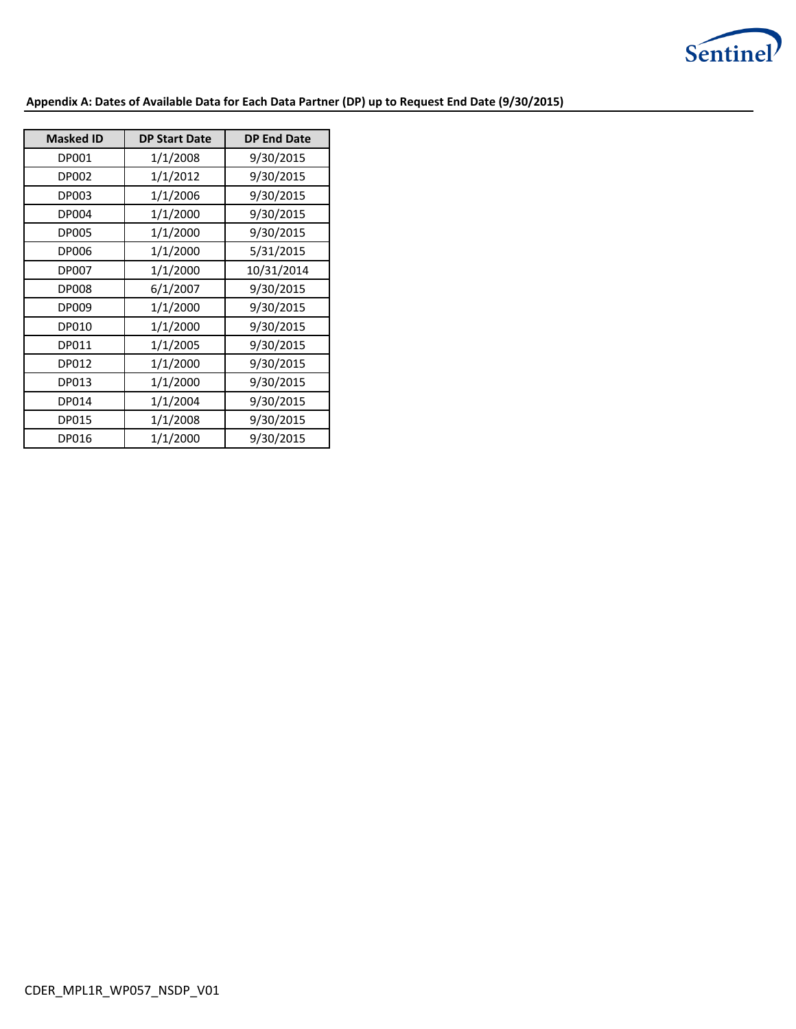**Appendix A: Dates of Available Data for Each Data Partner (DP) up to Request End Date (9/30/2015)**

| Masked ID | DP Start Date | DP End Date |
|---|---|---|
| DP001 | 1/1/2008 | 9/30/2015 |
| DP002 | 1/1/2012 | 9/30/2015 |
| DP003 | 1/1/2006 | 9/30/2015 |
| DP004 | 1/1/2000 | 9/30/2015 |
| DP005 | 1/1/2000 | 9/30/2015 |
| DP006 | 1/1/2000 | 5/31/2015 |
| DP007 | 1/1/2000 | 10/31/2014 |
| DP008 | 6/1/2007 | 9/30/2015 |
| DP009 | 1/1/2000 | 9/30/2015 |
| DP010 | 1/1/2000 | 9/30/2015 |
| DP011 | 1/1/2005 | 9/30/2015 |
| DP012 | 1/1/2000 | 9/30/2015 |
| DP013 | 1/1/2000 | 9/30/2015 |
| DP014 | 1/1/2004 | 9/30/2015 |
| DP015 | 1/1/2008 | 9/30/2015 |
| DP016 | 1/1/2000 | 9/30/2015 |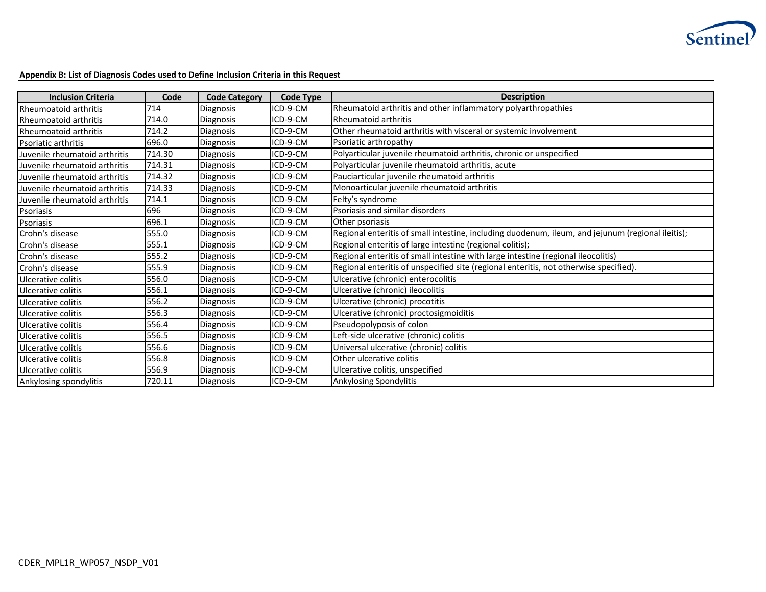**Appendix B: List of Diagnosis Codes used to Define Inclusion Criteria in this Request**

| Inclusion Criteria | Code | Code Category | Code Type | Description |
|---|---|---|---|---|
| Rheumoatoid arthritis | 714 | Diagnosis | ICD-9-CM | Rheumatoid arthritis and other inflammatory polyarthropathies |
| Rheumoatoid arthritis | 714.0 | Diagnosis | ICD-9-CM | Rheumatoid arthritis |
| Rheumoatoid arthritis | 714.2 | Diagnosis | ICD-9-CM | Other rheumatoid arthritis with visceral or systemic involvement |
| Psoriatic arthritis | 696.0 | Diagnosis | ICD-9-CM | Psoriatic arthropathy |
| Juvenile rheumatoid arthritis | 714.30 | Diagnosis | ICD-9-CM | Polyarticular juvenile rheumatoid arthritis, chronic or unspecified |
| Juvenile rheumatoid arthritis | 714.31 | Diagnosis | ICD-9-CM | Polyarticular juvenile rheumatoid arthritis, acute |
| Juvenile rheumatoid arthritis | 714.32 | Diagnosis | ICD-9-CM | Pauciarticular juvenile rheumatoid arthritis |
| Juvenile rheumatoid arthritis | 714.33 | Diagnosis | ICD-9-CM | Monoarticular juvenile rheumatoid arthritis |
| Juvenile rheumatoid arthritis | 714.1 | Diagnosis | ICD-9-CM | Felty's syndrome |
| Psoriasis | 696 | Diagnosis | ICD-9-CM | Psoriasis and similar disorders |
| Psoriasis | 696.1 | Diagnosis | ICD-9-CM | Other psoriasis |
| Crohn's disease | 555.0 | Diagnosis | ICD-9-CM | Regional enteritis of small intestine, including duodenum, ileum, and jejunum (regional ileitis); |
| Crohn's disease | 555.1 | Diagnosis | ICD-9-CM | Regional enteritis of large intestine (regional colitis); |
| Crohn's disease | 555.2 | Diagnosis | ICD-9-CM | Regional enteritis of small intestine with large intestine (regional ileocolitis) |
| Crohn's disease | 555.9 | Diagnosis | ICD-9-CM | Regional enteritis of unspecified site (regional enteritis, not otherwise specified). |
| Ulcerative colitis | 556.0 | Diagnosis | ICD-9-CM | Ulcerative (chronic) enterocolitis |
| Ulcerative colitis | 556.1 | Diagnosis | ICD-9-CM | Ulcerative (chronic) ileocolitis |
| Ulcerative colitis | 556.2 | Diagnosis | ICD-9-CM | Ulcerative (chronic) procotitis |
| Ulcerative colitis | 556.3 | Diagnosis | ICD-9-CM | Ulcerative (chronic) proctosigmoiditis |
| Ulcerative colitis | 556.4 | Diagnosis | ICD-9-CM | Pseudopolyposis of colon |
| Ulcerative colitis | 556.5 | Diagnosis | ICD-9-CM | Left-side ulcerative (chronic) colitis |
| Ulcerative colitis | 556.6 | Diagnosis | ICD-9-CM | Universal ulcerative (chronic) colitis |
| Ulcerative colitis | 556.8 | Diagnosis | ICD-9-CM | Other ulcerative colitis |
| Ulcerative colitis | 556.9 | Diagnosis | ICD-9-CM | Ulcerative colitis, unspecified |
| Ankylosing spondylitis | 720.11 | Diagnosis | ICD-9-CM | Ankylosing Spondylitis |

CDER_MPL1R_WP057_NSDP_V01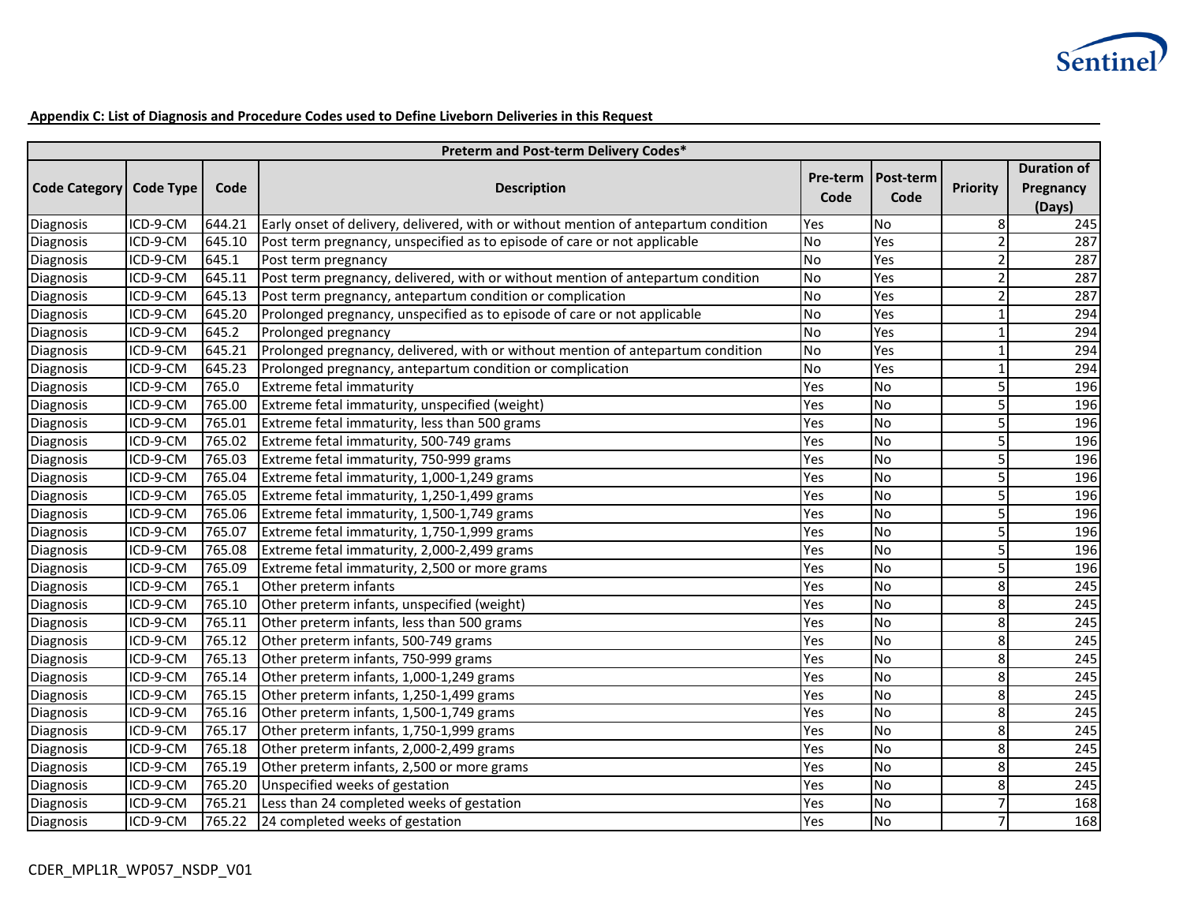**Appendix C: List of Diagnosis and Procedure Codes used to Define Liveborn Deliveries in this Request**

| Preterm and Post-term Delivery Codes* | | | | | | | |
|---|---|---|---|---|---|---|---|
| Code Category | Code Type | Code | Description | Pre-term Code | Post-term Code | Priority | Duration of Pregnancy (Days) |
| Diagnosis | ICD-9-CM | 644.21 | Early onset of delivery, delivered, with or without mention of antepartum condition | Yes | No | 8 | 245 |
| Diagnosis | ICD-9-CM | 645.10 | Post term pregnancy, unspecified as to episode of care or not applicable | No | Yes | 2 | 287 |
| Diagnosis | ICD-9-CM | 645.1 | Post term pregnancy | No | Yes | 2 | 287 |
| Diagnosis | ICD-9-CM | 645.11 | Post term pregnancy, delivered, with or without mention of antepartum condition | No | Yes | 2 | 287 |
| Diagnosis | ICD-9-CM | 645.13 | Post term pregnancy, antepartum condition or complication | No | Yes | 2 | 287 |
| Diagnosis | ICD-9-CM | 645.20 | Prolonged pregnancy, unspecified as to episode of care or not applicable | No | Yes | 1 | 294 |
| Diagnosis | ICD-9-CM | 645.2 | Prolonged pregnancy | No | Yes | 1 | 294 |
| Diagnosis | ICD-9-CM | 645.21 | Prolonged pregnancy, delivered, with or without mention of antepartum condition | No | Yes | 1 | 294 |
| Diagnosis | ICD-9-CM | 645.23 | Prolonged pregnancy, antepartum condition or complication | No | Yes | 1 | 294 |
| Diagnosis | ICD-9-CM | 765.0 | Extreme fetal immaturity | Yes | No | 5 | 196 |
| Diagnosis | ICD-9-CM | 765.00 | Extreme fetal immaturity, unspecified (weight) | Yes | No | 5 | 196 |
| Diagnosis | ICD-9-CM | 765.01 | Extreme fetal immaturity, less than 500 grams | Yes | No | 5 | 196 |
| Diagnosis | ICD-9-CM | 765.02 | Extreme fetal immaturity, 500-749 grams | Yes | No | 5 | 196 |
| Diagnosis | ICD-9-CM | 765.03 | Extreme fetal immaturity, 750-999 grams | Yes | No | 5 | 196 |
| Diagnosis | ICD-9-CM | 765.04 | Extreme fetal immaturity, 1,000-1,249 grams | Yes | No | 5 | 196 |
| Diagnosis | ICD-9-CM | 765.05 | Extreme fetal immaturity, 1,250-1,499 grams | Yes | No | 5 | 196 |
| Diagnosis | ICD-9-CM | 765.06 | Extreme fetal immaturity, 1,500-1,749 grams | Yes | No | 5 | 196 |
| Diagnosis | ICD-9-CM | 765.07 | Extreme fetal immaturity, 1,750-1,999 grams | Yes | No | 5 | 196 |
| Diagnosis | ICD-9-CM | 765.08 | Extreme fetal immaturity, 2,000-2,499 grams | Yes | No | 5 | 196 |
| Diagnosis | ICD-9-CM | 765.09 | Extreme fetal immaturity, 2,500 or more grams | Yes | No | 5 | 196 |
| Diagnosis | ICD-9-CM | 765.1 | Other preterm infants | Yes | No | 8 | 245 |
| Diagnosis | ICD-9-CM | 765.10 | Other preterm infants, unspecified (weight) | Yes | No | 8 | 245 |
| Diagnosis | ICD-9-CM | 765.11 | Other preterm infants, less than 500 grams | Yes | No | 8 | 245 |
| Diagnosis | ICD-9-CM | 765.12 | Other preterm infants, 500-749 grams | Yes | No | 8 | 245 |
| Diagnosis | ICD-9-CM | 765.13 | Other preterm infants, 750-999 grams | Yes | No | 8 | 245 |
| Diagnosis | ICD-9-CM | 765.14 | Other preterm infants, 1,000-1,249 grams | Yes | No | 8 | 245 |
| Diagnosis | ICD-9-CM | 765.15 | Other preterm infants, 1,250-1,499 grams | Yes | No | 8 | 245 |
| Diagnosis | ICD-9-CM | 765.16 | Other preterm infants, 1,500-1,749 grams | Yes | No | 8 | 245 |
| Diagnosis | ICD-9-CM | 765.17 | Other preterm infants, 1,750-1,999 grams | Yes | No | 8 | 245 |
| Diagnosis | ICD-9-CM | 765.18 | Other preterm infants, 2,000-2,499 grams | Yes | No | 8 | 245 |
| Diagnosis | ICD-9-CM | 765.19 | Other preterm infants, 2,500 or more grams | Yes | No | 8 | 245 |
| Diagnosis | ICD-9-CM | 765.20 | Unspecified weeks of gestation | Yes | No | 8 | 245 |
| Diagnosis | ICD-9-CM | 765.21 | Less than 24 completed weeks of gestation | Yes | No | 7 | 168 |
| Diagnosis | ICD-9-CM | 765.22 | 24 completed weeks of gestation | Yes | No | 7 | 168 |

CDER_MPL1R_WP057_NSDP_V01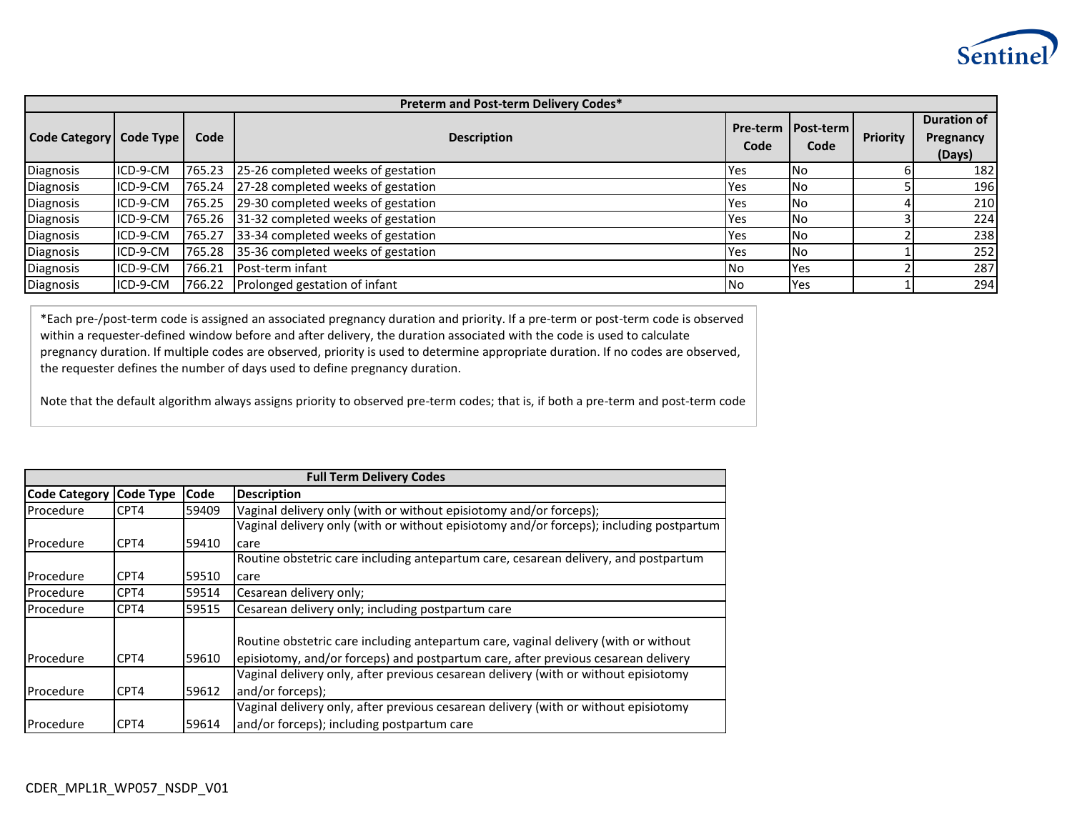**Preterm and Post-term Delivery Codes***

| Code Category | Code Type | Code | Description | Pre-term Code | Post-term Code | Priority | Duration of Pregnancy (Days) |
|---|---|---|---|---|---|---|---|
| Diagnosis | ICD-9-CM | 765.23 | 25-26 completed weeks of gestation | Yes | No | 6 | 182 |
| Diagnosis | ICD-9-CM | 765.24 | 27-28 completed weeks of gestation | Yes | No | 5 | 196 |
| Diagnosis | ICD-9-CM | 765.25 | 29-30 completed weeks of gestation | Yes | No | 4 | 210 |
| Diagnosis | ICD-9-CM | 765.26 | 31-32 completed weeks of gestation | Yes | No | 3 | 224 |
| Diagnosis | ICD-9-CM | 765.27 | 33-34 completed weeks of gestation | Yes | No | 2 | 238 |
| Diagnosis | ICD-9-CM | 765.28 | 35-36 completed weeks of gestation | Yes | No | 1 | 252 |
| Diagnosis | ICD-9-CM | 766.21 | Post-term infant | No | Yes | 2 | 287 |
| Diagnosis | ICD-9-CM | 766.22 | Prolonged gestation of infant | No | Yes | 1 | 294 |

*Each pre-/post-term code is assigned an associated pregnancy duration and priority. If a pre-term or post-term code is observed within a requester-defined window before and after delivery, the duration associated with the code is used to calculate pregnancy duration. If multiple codes are observed, priority is used to determine appropriate duration. If no codes are observed, the requester defines the number of days used to define pregnancy duration.

Note that the default algorithm always assigns priority to observed pre-term codes; that is, if both a pre-term and post-term code

**Full Term Delivery Codes**

| Code Category | Code Type | Code | Description |
|---|---|---|---|
| Procedure | CPT4 | 59409 | Vaginal delivery only (with or without episiotomy and/or forceps); |
| Procedure | CPT4 | 59410 | Vaginal delivery only (with or without episiotomy and/or forceps); including postpartum care |
| Procedure | CPT4 | 59510 | Routine obstetric care including antepartum care, cesarean delivery, and postpartum care |
| Procedure | CPT4 | 59514 | Cesarean delivery only; |
| Procedure | CPT4 | 59515 | Cesarean delivery only; including postpartum care |
| Procedure | CPT4 | 59610 | Routine obstetric care including antepartum care, vaginal delivery (with or without episiotomy, and/or forceps) and postpartum care, after previous cesarean delivery |
| Procedure | CPT4 | 59612 | Vaginal delivery only, after previous cesarean delivery (with or without episiotomy and/or forceps); |
| Procedure | CPT4 | 59614 | Vaginal delivery only, after previous cesarean delivery (with or without episiotomy and/or forceps); including postpartum care |

CDER_MPL1R_WP057_NSDP_V01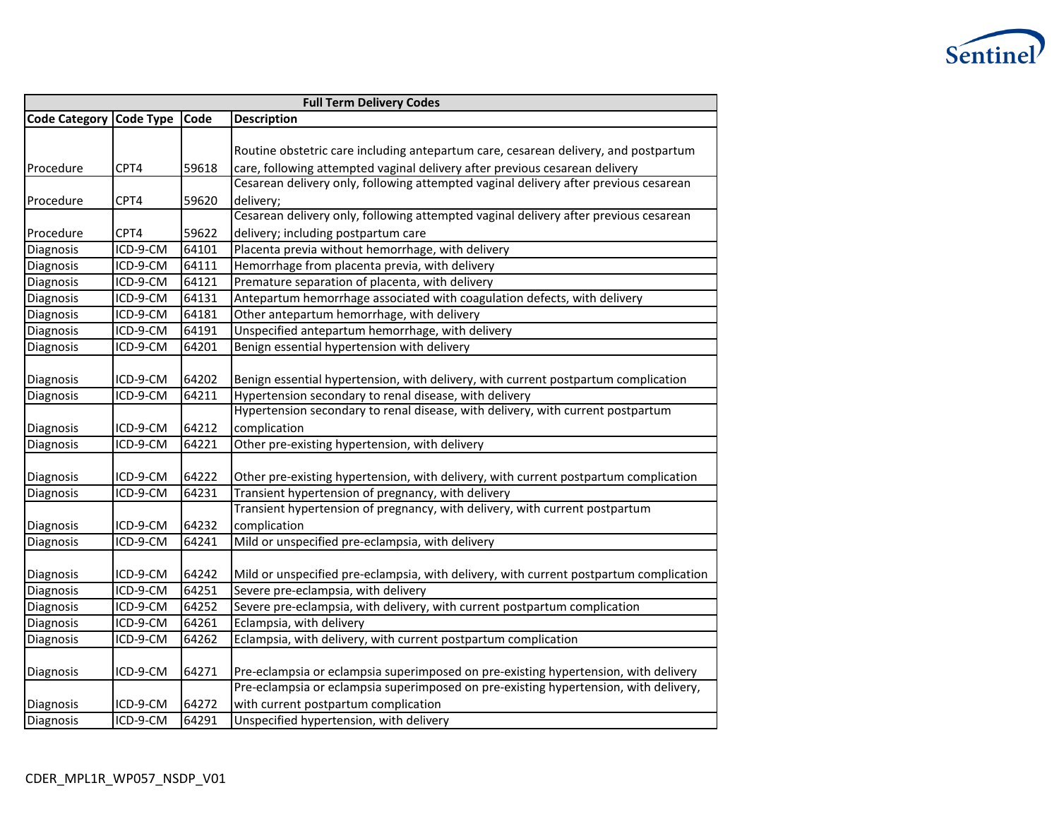| Full Term Delivery Codes | | | |
|---|---|---|---|
| **Code Category** | **Code Type** | **Code** | **Description** |
| Procedure | CPT4 | 59618 | Routine obstetric care including antepartum care, cesarean delivery, and postpartum care, following attempted vaginal delivery after previous cesarean delivery |
| Procedure | CPT4 | 59620 | Cesarean delivery only, following attempted vaginal delivery after previous cesarean delivery; |
| Procedure | CPT4 | 59622 | Cesarean delivery only, following attempted vaginal delivery after previous cesarean delivery; including postpartum care |
| Diagnosis | ICD-9-CM | 64101 | Placenta previa without hemorrhage, with delivery |
| Diagnosis | ICD-9-CM | 64111 | Hemorrhage from placenta previa, with delivery |
| Diagnosis | ICD-9-CM | 64121 | Premature separation of placenta, with delivery |
| Diagnosis | ICD-9-CM | 64131 | Antepartum hemorrhage associated with coagulation defects, with delivery |
| Diagnosis | ICD-9-CM | 64181 | Other antepartum hemorrhage, with delivery |
| Diagnosis | ICD-9-CM | 64191 | Unspecified antepartum hemorrhage, with delivery |
| Diagnosis | ICD-9-CM | 64201 | Benign essential hypertension with delivery |
| Diagnosis | ICD-9-CM | 64202 | Benign essential hypertension, with delivery, with current postpartum complication |
| Diagnosis | ICD-9-CM | 64211 | Hypertension secondary to renal disease, with delivery |
| Diagnosis | ICD-9-CM | 64212 | Hypertension secondary to renal disease, with delivery, with current postpartum complication |
| Diagnosis | ICD-9-CM | 64221 | Other pre-existing hypertension, with delivery |
| Diagnosis | ICD-9-CM | 64222 | Other pre-existing hypertension, with delivery, with current postpartum complication |
| Diagnosis | ICD-9-CM | 64231 | Transient hypertension of pregnancy, with delivery |
| Diagnosis | ICD-9-CM | 64232 | Transient hypertension of pregnancy, with delivery, with current postpartum complication |
| Diagnosis | ICD-9-CM | 64241 | Mild or unspecified pre-eclampsia, with delivery |
| Diagnosis | ICD-9-CM | 64242 | Mild or unspecified pre-eclampsia, with delivery, with current postpartum complication |
| Diagnosis | ICD-9-CM | 64251 | Severe pre-eclampsia, with delivery |
| Diagnosis | ICD-9-CM | 64252 | Severe pre-eclampsia, with delivery, with current postpartum complication |
| Diagnosis | ICD-9-CM | 64261 | Eclampsia, with delivery |
| Diagnosis | ICD-9-CM | 64262 | Eclampsia, with delivery, with current postpartum complication |
| Diagnosis | ICD-9-CM | 64271 | Pre-eclampsia or eclampsia superimposed on pre-existing hypertension, with delivery |
| Diagnosis | ICD-9-CM | 64272 | Pre-eclampsia or eclampsia superimposed on pre-existing hypertension, with delivery, with current postpartum complication |
| Diagnosis | ICD-9-CM | 64291 | Unspecified hypertension, with delivery |

CDER_MPL1R_WP057_NSDP_V01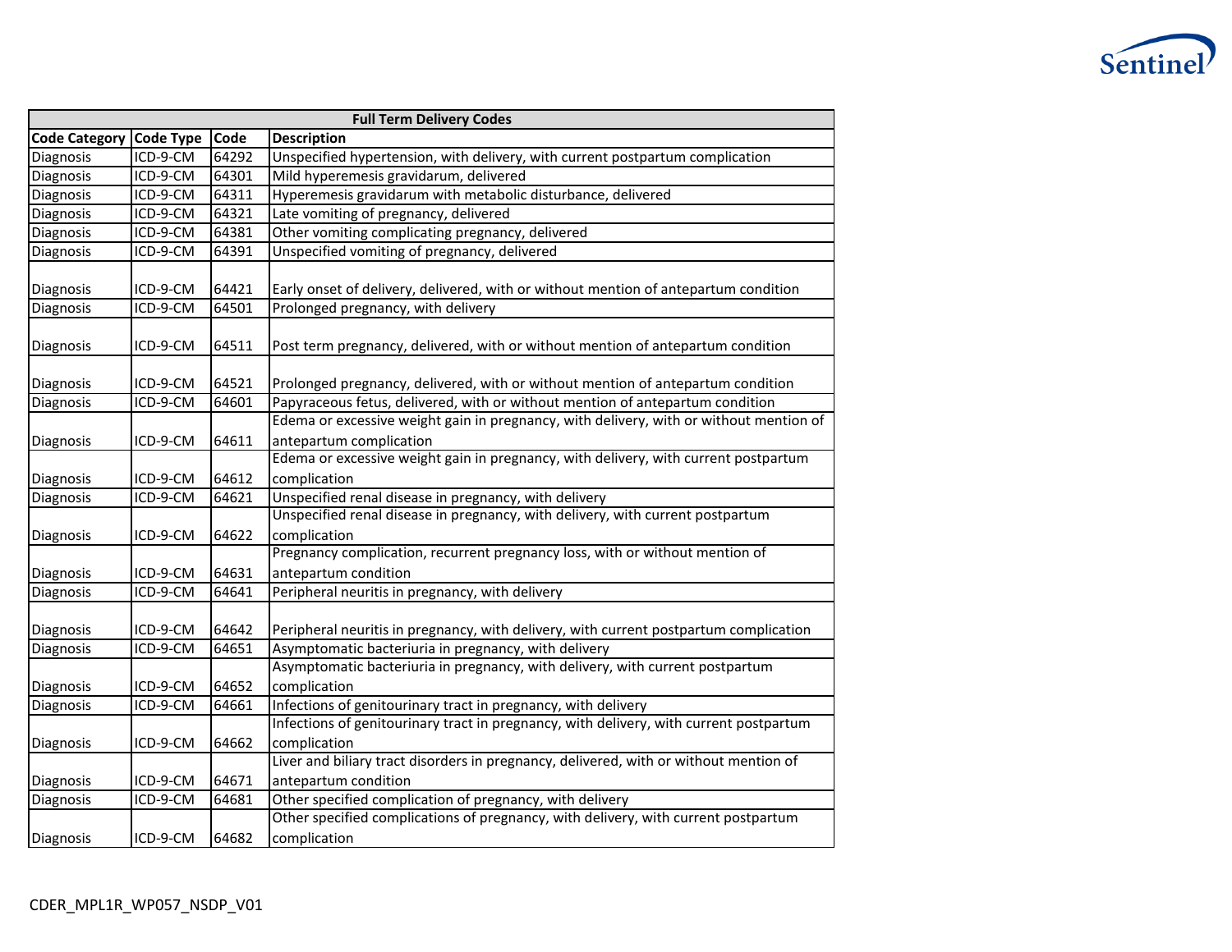| Full Term Delivery Codes | | | |
|---|---|---|---|
| **Code Category** | **Code Type** | **Code** | **Description** |
| Diagnosis | ICD-9-CM | 64292 | Unspecified hypertension, with delivery, with current postpartum complication |
| Diagnosis | ICD-9-CM | 64301 | Mild hyperemesis gravidarum, delivered |
| Diagnosis | ICD-9-CM | 64311 | Hyperemesis gravidarum with metabolic disturbance, delivered |
| Diagnosis | ICD-9-CM | 64321 | Late vomiting of pregnancy, delivered |
| Diagnosis | ICD-9-CM | 64381 | Other vomiting complicating pregnancy, delivered |
| Diagnosis | ICD-9-CM | 64391 | Unspecified vomiting of pregnancy, delivered |
| Diagnosis | ICD-9-CM | 64421 | Early onset of delivery, delivered, with or without mention of antepartum condition |
| Diagnosis | ICD-9-CM | 64501 | Prolonged pregnancy, with delivery |
| Diagnosis | ICD-9-CM | 64511 | Post term pregnancy, delivered, with or without mention of antepartum condition |
| Diagnosis | ICD-9-CM | 64521 | Prolonged pregnancy, delivered, with or without mention of antepartum condition |
| Diagnosis | ICD-9-CM | 64601 | Papyraceous fetus, delivered, with or without mention of antepartum condition |
| Diagnosis | ICD-9-CM | 64611 | Edema or excessive weight gain in pregnancy, with delivery, with or without mention of antepartum complication |
| Diagnosis | ICD-9-CM | 64612 | Edema or excessive weight gain in pregnancy, with delivery, with current postpartum complication |
| Diagnosis | ICD-9-CM | 64621 | Unspecified renal disease in pregnancy, with delivery |
| Diagnosis | ICD-9-CM | 64622 | Unspecified renal disease in pregnancy, with delivery, with current postpartum complication |
| Diagnosis | ICD-9-CM | 64631 | Pregnancy complication, recurrent pregnancy loss, with or without mention of antepartum condition |
| Diagnosis | ICD-9-CM | 64641 | Peripheral neuritis in pregnancy, with delivery |
| Diagnosis | ICD-9-CM | 64642 | Peripheral neuritis in pregnancy, with delivery, with current postpartum complication |
| Diagnosis | ICD-9-CM | 64651 | Asymptomatic bacteriuria in pregnancy, with delivery |
| Diagnosis | ICD-9-CM | 64652 | Asymptomatic bacteriuria in pregnancy, with delivery, with current postpartum complication |
| Diagnosis | ICD-9-CM | 64661 | Infections of genitourinary tract in pregnancy, with delivery |
| Diagnosis | ICD-9-CM | 64662 | Infections of genitourinary tract in pregnancy, with delivery, with current postpartum complication |
| Diagnosis | ICD-9-CM | 64671 | Liver and biliary tract disorders in pregnancy, delivered, with or without mention of antepartum condition |
| Diagnosis | ICD-9-CM | 64681 | Other specified complication of pregnancy, with delivery |
| Diagnosis | ICD-9-CM | 64682 | Other specified complications of pregnancy, with delivery, with current postpartum complication |

CDER_MPL1R_WP057_NSDP_V01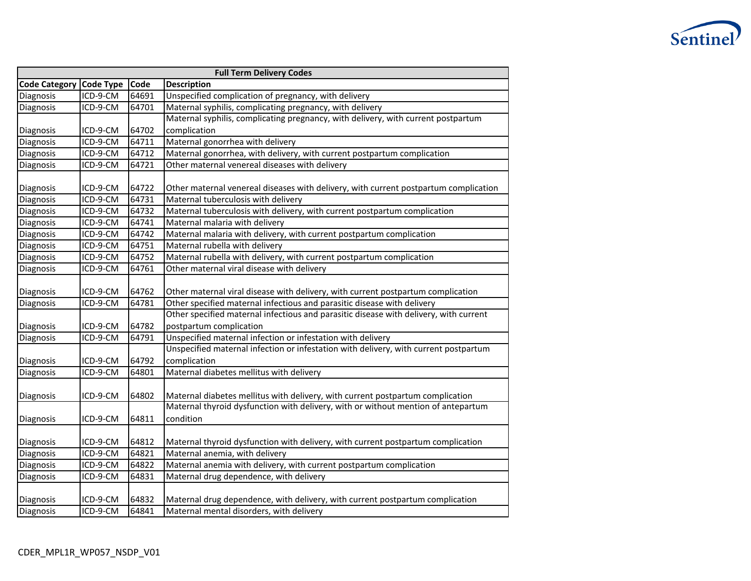| Full Term Delivery Codes | | | |
|---|---|---|---|
| **Code Category** | **Code Type** | **Code** | **Description** |
| Diagnosis | ICD-9-CM | 64691 | Unspecified complication of pregnancy, with delivery |
| Diagnosis | ICD-9-CM | 64701 | Maternal syphilis, complicating pregnancy, with delivery |
| Diagnosis | ICD-9-CM | 64702 | Maternal syphilis, complicating pregnancy, with delivery, with current postpartum complication |
| Diagnosis | ICD-9-CM | 64711 | Maternal gonorrhea with delivery |
| Diagnosis | ICD-9-CM | 64712 | Maternal gonorrhea, with delivery, with current postpartum complication |
| Diagnosis | ICD-9-CM | 64721 | Other maternal venereal diseases with delivery |
| Diagnosis | ICD-9-CM | 64722 | Other maternal venereal diseases with delivery, with current postpartum complication |
| Diagnosis | ICD-9-CM | 64731 | Maternal tuberculosis with delivery |
| Diagnosis | ICD-9-CM | 64732 | Maternal tuberculosis with delivery, with current postpartum complication |
| Diagnosis | ICD-9-CM | 64741 | Maternal malaria with delivery |
| Diagnosis | ICD-9-CM | 64742 | Maternal malaria with delivery, with current postpartum complication |
| Diagnosis | ICD-9-CM | 64751 | Maternal rubella with delivery |
| Diagnosis | ICD-9-CM | 64752 | Maternal rubella with delivery, with current postpartum complication |
| Diagnosis | ICD-9-CM | 64761 | Other maternal viral disease with delivery |
| Diagnosis | ICD-9-CM | 64762 | Other maternal viral disease with delivery, with current postpartum complication |
| Diagnosis | ICD-9-CM | 64781 | Other specified maternal infectious and parasitic disease with delivery |
| Diagnosis | ICD-9-CM | 64782 | Other specified maternal infectious and parasitic disease with delivery, with current postpartum complication |
| Diagnosis | ICD-9-CM | 64791 | Unspecified maternal infection or infestation with delivery |
| Diagnosis | ICD-9-CM | 64792 | Unspecified maternal infection or infestation with delivery, with current postpartum complication |
| Diagnosis | ICD-9-CM | 64801 | Maternal diabetes mellitus with delivery |
| Diagnosis | ICD-9-CM | 64802 | Maternal diabetes mellitus with delivery, with current postpartum complication |
| Diagnosis | ICD-9-CM | 64811 | Maternal thyroid dysfunction with delivery, with or without mention of antepartum condition |
| Diagnosis | ICD-9-CM | 64812 | Maternal thyroid dysfunction with delivery, with current postpartum complication |
| Diagnosis | ICD-9-CM | 64821 | Maternal anemia, with delivery |
| Diagnosis | ICD-9-CM | 64822 | Maternal anemia with delivery, with current postpartum complication |
| Diagnosis | ICD-9-CM | 64831 | Maternal drug dependence, with delivery |
| Diagnosis | ICD-9-CM | 64832 | Maternal drug dependence, with delivery, with current postpartum complication |
| Diagnosis | ICD-9-CM | 64841 | Maternal mental disorders, with delivery |

CDER_MPL1R_WP057_NSDP_V01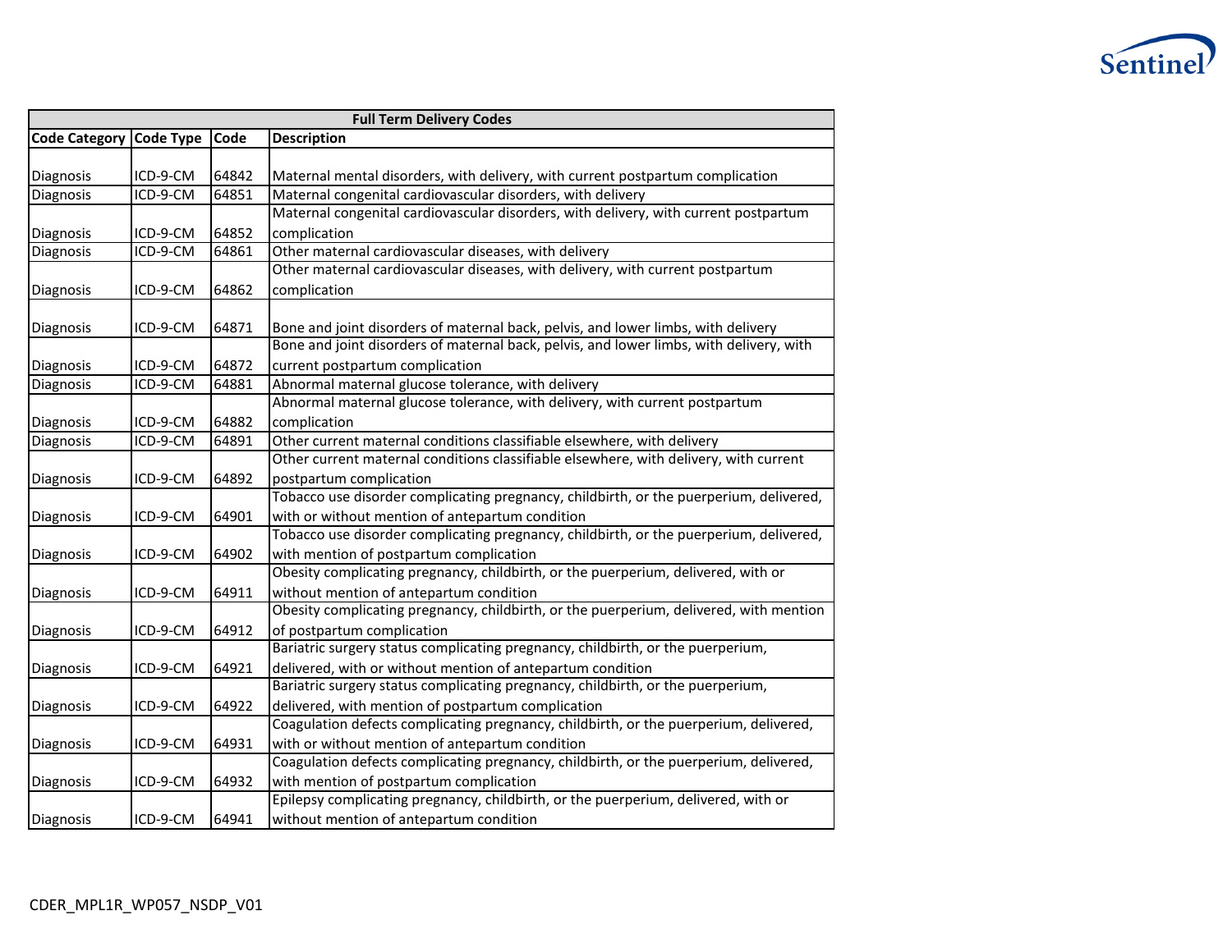| Full Term Delivery Codes | | | |
|---|---|---|---|
| **Code Category** | **Code Type** | **Code** | **Description** |
| Diagnosis | ICD-9-CM | 64842 | Maternal mental disorders, with delivery, with current postpartum complication |
| Diagnosis | ICD-9-CM | 64851 | Maternal congenital cardiovascular disorders, with delivery |
| Diagnosis | ICD-9-CM | 64852 | Maternal congenital cardiovascular disorders, with delivery, with current postpartum complication |
| Diagnosis | ICD-9-CM | 64861 | Other maternal cardiovascular diseases, with delivery |
| Diagnosis | ICD-9-CM | 64862 | Other maternal cardiovascular diseases, with delivery, with current postpartum complication |
| Diagnosis | ICD-9-CM | 64871 | Bone and joint disorders of maternal back, pelvis, and lower limbs, with delivery |
| Diagnosis | ICD-9-CM | 64872 | Bone and joint disorders of maternal back, pelvis, and lower limbs, with delivery, with current postpartum complication |
| Diagnosis | ICD-9-CM | 64881 | Abnormal maternal glucose tolerance, with delivery |
| Diagnosis | ICD-9-CM | 64882 | Abnormal maternal glucose tolerance, with delivery, with current postpartum complication |
| Diagnosis | ICD-9-CM | 64891 | Other current maternal conditions classifiable elsewhere, with delivery |
| Diagnosis | ICD-9-CM | 64892 | Other current maternal conditions classifiable elsewhere, with delivery, with current postpartum complication |
| Diagnosis | ICD-9-CM | 64901 | Tobacco use disorder complicating pregnancy, childbirth, or the puerperium, delivered, with or without mention of antepartum condition |
| Diagnosis | ICD-9-CM | 64902 | Tobacco use disorder complicating pregnancy, childbirth, or the puerperium, delivered, with mention of postpartum complication |
| Diagnosis | ICD-9-CM | 64911 | Obesity complicating pregnancy, childbirth, or the puerperium, delivered, with or without mention of antepartum condition |
| Diagnosis | ICD-9-CM | 64912 | Obesity complicating pregnancy, childbirth, or the puerperium, delivered, with mention of postpartum complication |
| Diagnosis | ICD-9-CM | 64921 | Bariatric surgery status complicating pregnancy, childbirth, or the puerperium, delivered, with or without mention of antepartum condition |
| Diagnosis | ICD-9-CM | 64922 | Bariatric surgery status complicating pregnancy, childbirth, or the puerperium, delivered, with mention of postpartum complication |
| Diagnosis | ICD-9-CM | 64931 | Coagulation defects complicating pregnancy, childbirth, or the puerperium, delivered, with or without mention of antepartum condition |
| Diagnosis | ICD-9-CM | 64932 | Coagulation defects complicating pregnancy, childbirth, or the puerperium, delivered, with mention of postpartum complication |
| Diagnosis | ICD-9-CM | 64941 | Epilepsy complicating pregnancy, childbirth, or the puerperium, delivered, with or without mention of antepartum condition |

CDER_MPL1R_WP057_NSDP_V01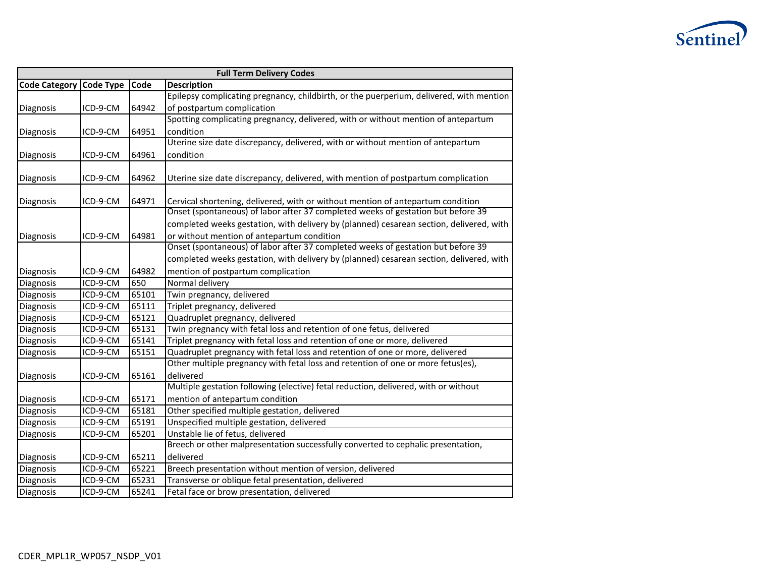| Full Term Delivery Codes | | | |
|---|---|---|---|
| **Code Category** | **Code Type** | **Code** | **Description** |
| Diagnosis | ICD-9-CM | 64942 | Epilepsy complicating pregnancy, childbirth, or the puerperium, delivered, with mention of postpartum complication |
| Diagnosis | ICD-9-CM | 64951 | Spotting complicating pregnancy, delivered, with or without mention of antepartum condition |
| Diagnosis | ICD-9-CM | 64961 | Uterine size date discrepancy, delivered, with or without mention of antepartum condition |
| Diagnosis | ICD-9-CM | 64962 | Uterine size date discrepancy, delivered, with mention of postpartum complication |
| Diagnosis | ICD-9-CM | 64971 | Cervical shortening, delivered, with or without mention of antepartum condition |
| Diagnosis | ICD-9-CM | 64981 | Onset (spontaneous) of labor after 37 completed weeks of gestation but before 39 completed weeks gestation, with delivery by (planned) cesarean section, delivered, with or without mention of antepartum condition |
| Diagnosis | ICD-9-CM | 64982 | Onset (spontaneous) of labor after 37 completed weeks of gestation but before 39 completed weeks gestation, with delivery by (planned) cesarean section, delivered, with mention of postpartum complication |
| Diagnosis | ICD-9-CM | 650 | Normal delivery |
| Diagnosis | ICD-9-CM | 65101 | Twin pregnancy, delivered |
| Diagnosis | ICD-9-CM | 65111 | Triplet pregnancy, delivered |
| Diagnosis | ICD-9-CM | 65121 | Quadruplet pregnancy, delivered |
| Diagnosis | ICD-9-CM | 65131 | Twin pregnancy with fetal loss and retention of one fetus, delivered |
| Diagnosis | ICD-9-CM | 65141 | Triplet pregnancy with fetal loss and retention of one or more, delivered |
| Diagnosis | ICD-9-CM | 65151 | Quadruplet pregnancy with fetal loss and retention of one or more, delivered |
| Diagnosis | ICD-9-CM | 65161 | Other multiple pregnancy with fetal loss and retention of one or more fetus(es), delivered |
| Diagnosis | ICD-9-CM | 65171 | Multiple gestation following (elective) fetal reduction, delivered, with or without mention of antepartum condition |
| Diagnosis | ICD-9-CM | 65181 | Other specified multiple gestation, delivered |
| Diagnosis | ICD-9-CM | 65191 | Unspecified multiple gestation, delivered |
| Diagnosis | ICD-9-CM | 65201 | Unstable lie of fetus, delivered |
| Diagnosis | ICD-9-CM | 65211 | Breech or other malpresentation successfully converted to cephalic presentation, delivered |
| Diagnosis | ICD-9-CM | 65221 | Breech presentation without mention of version, delivered |
| Diagnosis | ICD-9-CM | 65231 | Transverse or oblique fetal presentation, delivered |
| Diagnosis | ICD-9-CM | 65241 | Fetal face or brow presentation, delivered |

CDER_MPL1R_WP057_NSDP_V01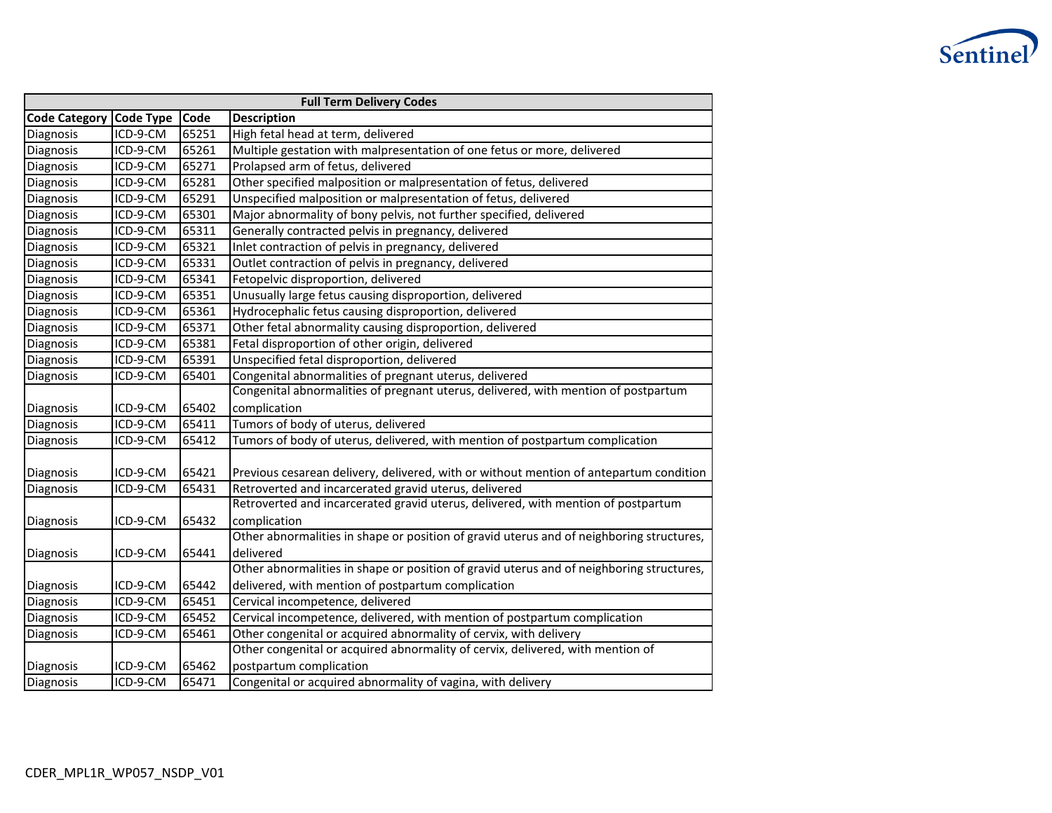| Full Term Delivery Codes | | | |
|---|---|---|---|
| **Code Category** | **Code Type** | **Code** | **Description** |
| Diagnosis | ICD-9-CM | 65251 | High fetal head at term, delivered |
| Diagnosis | ICD-9-CM | 65261 | Multiple gestation with malpresentation of one fetus or more, delivered |
| Diagnosis | ICD-9-CM | 65271 | Prolapsed arm of fetus, delivered |
| Diagnosis | ICD-9-CM | 65281 | Other specified malposition or malpresentation of fetus, delivered |
| Diagnosis | ICD-9-CM | 65291 | Unspecified malposition or malpresentation of fetus, delivered |
| Diagnosis | ICD-9-CM | 65301 | Major abnormality of bony pelvis, not further specified, delivered |
| Diagnosis | ICD-9-CM | 65311 | Generally contracted pelvis in pregnancy, delivered |
| Diagnosis | ICD-9-CM | 65321 | Inlet contraction of pelvis in pregnancy, delivered |
| Diagnosis | ICD-9-CM | 65331 | Outlet contraction of pelvis in pregnancy, delivered |
| Diagnosis | ICD-9-CM | 65341 | Fetopelvic disproportion, delivered |
| Diagnosis | ICD-9-CM | 65351 | Unusually large fetus causing disproportion, delivered |
| Diagnosis | ICD-9-CM | 65361 | Hydrocephalic fetus causing disproportion, delivered |
| Diagnosis | ICD-9-CM | 65371 | Other fetal abnormality causing disproportion, delivered |
| Diagnosis | ICD-9-CM | 65381 | Fetal disproportion of other origin, delivered |
| Diagnosis | ICD-9-CM | 65391 | Unspecified fetal disproportion, delivered |
| Diagnosis | ICD-9-CM | 65401 | Congenital abnormalities of pregnant uterus, delivered |
| Diagnosis | ICD-9-CM | 65402 | Congenital abnormalities of pregnant uterus, delivered, with mention of postpartum complication |
| Diagnosis | ICD-9-CM | 65411 | Tumors of body of uterus, delivered |
| Diagnosis | ICD-9-CM | 65412 | Tumors of body of uterus, delivered, with mention of postpartum complication |
| Diagnosis | ICD-9-CM | 65421 | Previous cesarean delivery, delivered, with or without mention of antepartum condition |
| Diagnosis | ICD-9-CM | 65431 | Retroverted and incarcerated gravid uterus, delivered |
| Diagnosis | ICD-9-CM | 65432 | Retroverted and incarcerated gravid uterus, delivered, with mention of postpartum complication |
| Diagnosis | ICD-9-CM | 65441 | Other abnormalities in shape or position of gravid uterus and of neighboring structures, delivered |
| Diagnosis | ICD-9-CM | 65442 | Other abnormalities in shape or position of gravid uterus and of neighboring structures, delivered, with mention of postpartum complication |
| Diagnosis | ICD-9-CM | 65451 | Cervical incompetence, delivered |
| Diagnosis | ICD-9-CM | 65452 | Cervical incompetence, delivered, with mention of postpartum complication |
| Diagnosis | ICD-9-CM | 65461 | Other congenital or acquired abnormality of cervix, with delivery |
| Diagnosis | ICD-9-CM | 65462 | Other congenital or acquired abnormality of cervix, delivered, with mention of postpartum complication |
| Diagnosis | ICD-9-CM | 65471 | Congenital or acquired abnormality of vagina, with delivery |

CDER_MPL1R_WP057_NSDP_V01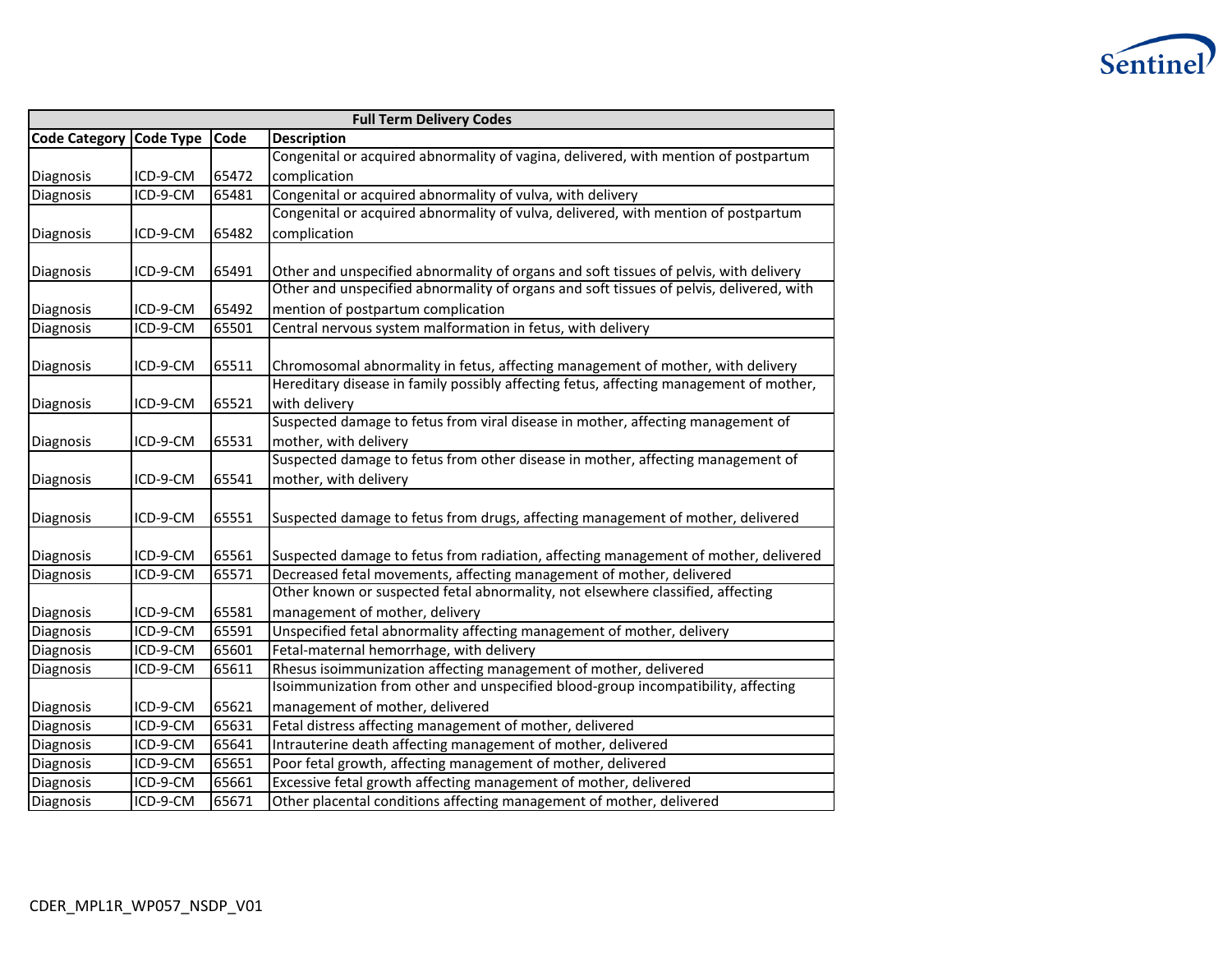| Full Term Delivery Codes | | | |
|---|---|---|---|
| **Code Category** | **Code Type** | **Code** | **Description** |
| Diagnosis | ICD-9-CM | 65472 | Congenital or acquired abnormality of vagina, delivered, with mention of postpartum complication |
| Diagnosis | ICD-9-CM | 65481 | Congenital or acquired abnormality of vulva, with delivery |
| Diagnosis | ICD-9-CM | 65482 | Congenital or acquired abnormality of vulva, delivered, with mention of postpartum complication |
| Diagnosis | ICD-9-CM | 65491 | Other and unspecified abnormality of organs and soft tissues of pelvis, with delivery |
| Diagnosis | ICD-9-CM | 65492 | Other and unspecified abnormality of organs and soft tissues of pelvis, delivered, with mention of postpartum complication |
| Diagnosis | ICD-9-CM | 65501 | Central nervous system malformation in fetus, with delivery |
| Diagnosis | ICD-9-CM | 65511 | Chromosomal abnormality in fetus, affecting management of mother, with delivery |
| Diagnosis | ICD-9-CM | 65521 | Hereditary disease in family possibly affecting fetus, affecting management of mother, with delivery |
| Diagnosis | ICD-9-CM | 65531 | Suspected damage to fetus from viral disease in mother, affecting management of mother, with delivery |
| Diagnosis | ICD-9-CM | 65541 | Suspected damage to fetus from other disease in mother, affecting management of mother, with delivery |
| Diagnosis | ICD-9-CM | 65551 | Suspected damage to fetus from drugs, affecting management of mother, delivered |
| Diagnosis | ICD-9-CM | 65561 | Suspected damage to fetus from radiation, affecting management of mother, delivered |
| Diagnosis | ICD-9-CM | 65571 | Decreased fetal movements, affecting management of mother, delivered |
| Diagnosis | ICD-9-CM | 65581 | Other known or suspected fetal abnormality, not elsewhere classified, affecting management of mother, delivery |
| Diagnosis | ICD-9-CM | 65591 | Unspecified fetal abnormality affecting management of mother, delivery |
| Diagnosis | ICD-9-CM | 65601 | Fetal-maternal hemorrhage, with delivery |
| Diagnosis | ICD-9-CM | 65611 | Rhesus isoimmunization affecting management of mother, delivered |
| Diagnosis | ICD-9-CM | 65621 | Isoimmunization from other and unspecified blood-group incompatibility, affecting management of mother, delivered |
| Diagnosis | ICD-9-CM | 65631 | Fetal distress affecting management of mother, delivered |
| Diagnosis | ICD-9-CM | 65641 | Intrauterine death affecting management of mother, delivered |
| Diagnosis | ICD-9-CM | 65651 | Poor fetal growth, affecting management of mother, delivered |
| Diagnosis | ICD-9-CM | 65661 | Excessive fetal growth affecting management of mother, delivered |
| Diagnosis | ICD-9-CM | 65671 | Other placental conditions affecting management of mother, delivered |

CDER_MPL1R_WP057_NSDP_V01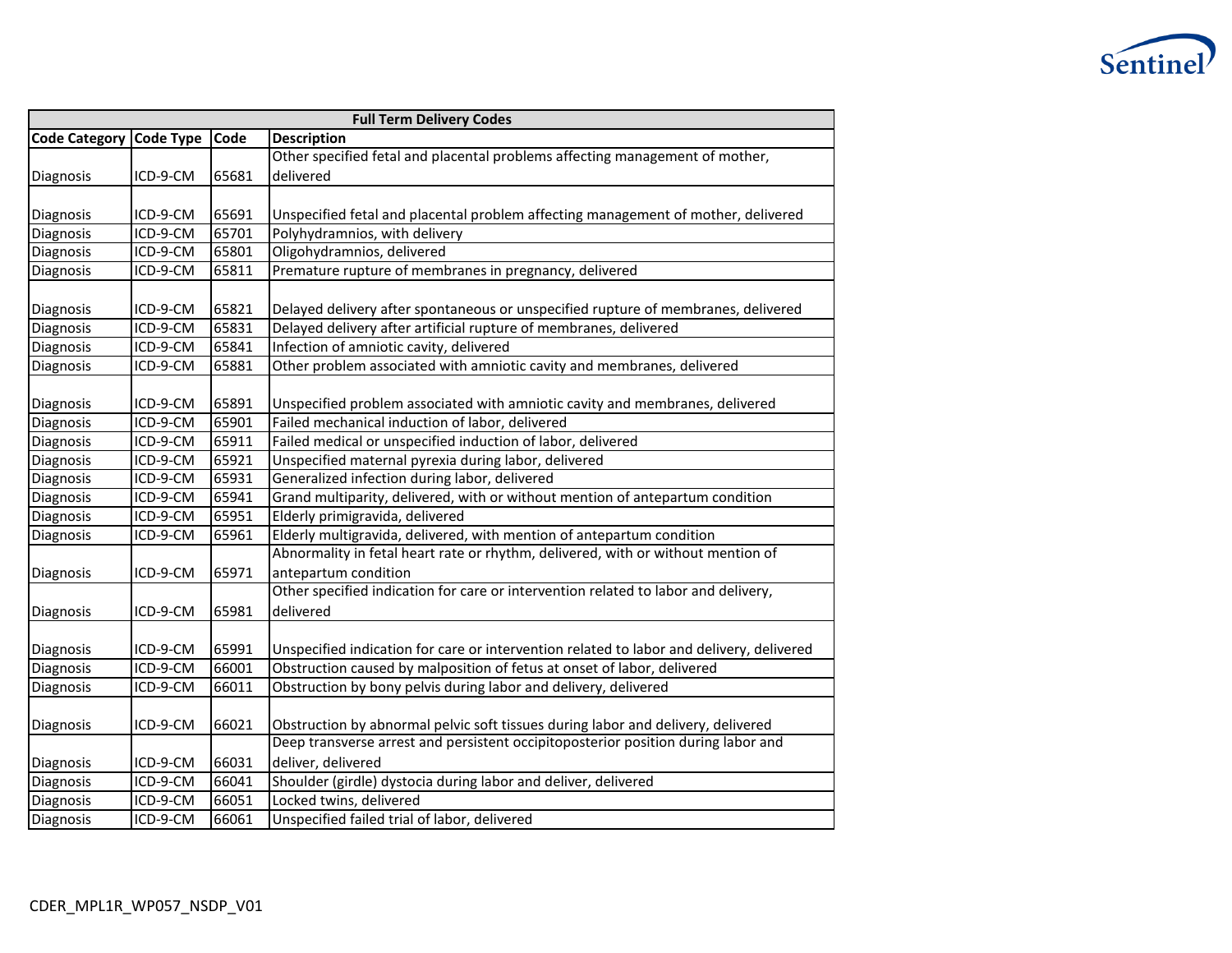| Full Term Delivery Codes | | | |
|---|---|---|---|
| Code Category | Code Type | Code | Description |
| Diagnosis | ICD-9-CM | 65681 | Other specified fetal and placental problems affecting management of mother, delivered |
| Diagnosis | ICD-9-CM | 65691 | Unspecified fetal and placental problem affecting management of mother, delivered |
| Diagnosis | ICD-9-CM | 65701 | Polyhydramnios, with delivery |
| Diagnosis | ICD-9-CM | 65801 | Oligohydramnios, delivered |
| Diagnosis | ICD-9-CM | 65811 | Premature rupture of membranes in pregnancy, delivered |
| Diagnosis | ICD-9-CM | 65821 | Delayed delivery after spontaneous or unspecified rupture of membranes, delivered |
| Diagnosis | ICD-9-CM | 65831 | Delayed delivery after artificial rupture of membranes, delivered |
| Diagnosis | ICD-9-CM | 65841 | Infection of amniotic cavity, delivered |
| Diagnosis | ICD-9-CM | 65881 | Other problem associated with amniotic cavity and membranes, delivered |
| Diagnosis | ICD-9-CM | 65891 | Unspecified problem associated with amniotic cavity and membranes, delivered |
| Diagnosis | ICD-9-CM | 65901 | Failed mechanical induction of labor, delivered |
| Diagnosis | ICD-9-CM | 65911 | Failed medical or unspecified induction of labor, delivered |
| Diagnosis | ICD-9-CM | 65921 | Unspecified maternal pyrexia during labor, delivered |
| Diagnosis | ICD-9-CM | 65931 | Generalized infection during labor, delivered |
| Diagnosis | ICD-9-CM | 65941 | Grand multiparity, delivered, with or without mention of antepartum condition |
| Diagnosis | ICD-9-CM | 65951 | Elderly primigravida, delivered |
| Diagnosis | ICD-9-CM | 65961 | Elderly multigravida, delivered, with mention of antepartum condition |
| Diagnosis | ICD-9-CM | 65971 | Abnormality in fetal heart rate or rhythm, delivered, with or without mention of antepartum condition |
| Diagnosis | ICD-9-CM | 65981 | Other specified indication for care or intervention related to labor and delivery, delivered |
| Diagnosis | ICD-9-CM | 65991 | Unspecified indication for care or intervention related to labor and delivery, delivered |
| Diagnosis | ICD-9-CM | 66001 | Obstruction caused by malposition of fetus at onset of labor, delivered |
| Diagnosis | ICD-9-CM | 66011 | Obstruction by bony pelvis during labor and delivery, delivered |
| Diagnosis | ICD-9-CM | 66021 | Obstruction by abnormal pelvic soft tissues during labor and delivery, delivered |
| Diagnosis | ICD-9-CM | 66031 | Deep transverse arrest and persistent occipitoposterior position during labor and deliver, delivered |
| Diagnosis | ICD-9-CM | 66041 | Shoulder (girdle) dystocia during labor and deliver, delivered |
| Diagnosis | ICD-9-CM | 66051 | Locked twins, delivered |
| Diagnosis | ICD-9-CM | 66061 | Unspecified failed trial of labor, delivered |

CDER_MPL1R_WP057_NSDP_V01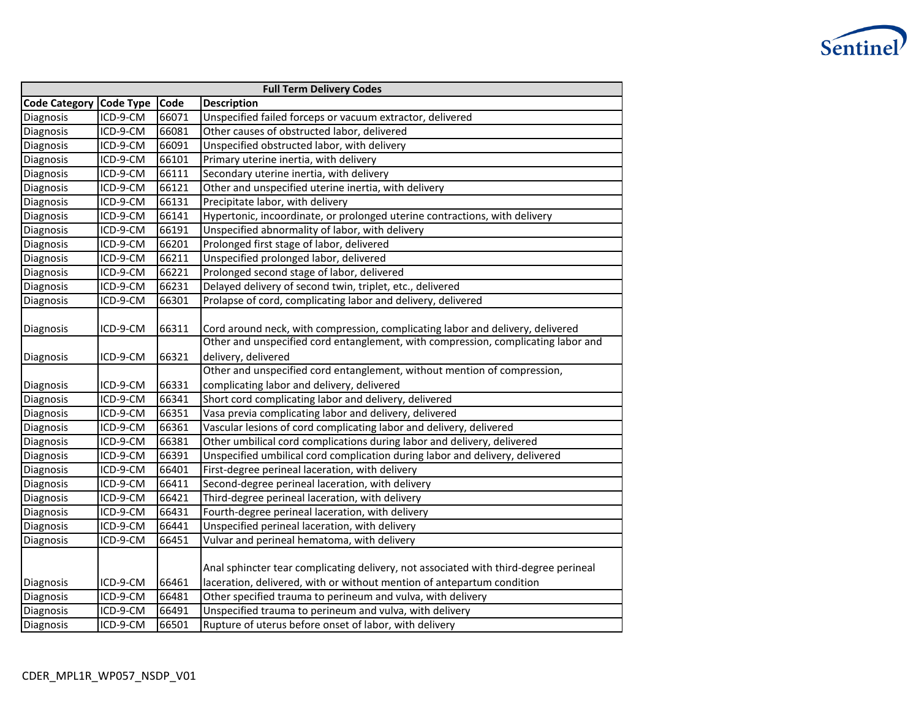| Full Term Delivery Codes | | | |
|---|---|---|---|
| **Code Category** | **Code Type** | **Code** | **Description** |
| Diagnosis | ICD-9-CM | 66071 | Unspecified failed forceps or vacuum extractor, delivered |
| Diagnosis | ICD-9-CM | 66081 | Other causes of obstructed labor, delivered |
| Diagnosis | ICD-9-CM | 66091 | Unspecified obstructed labor, with delivery |
| Diagnosis | ICD-9-CM | 66101 | Primary uterine inertia, with delivery |
| Diagnosis | ICD-9-CM | 66111 | Secondary uterine inertia, with delivery |
| Diagnosis | ICD-9-CM | 66121 | Other and unspecified uterine inertia, with delivery |
| Diagnosis | ICD-9-CM | 66131 | Precipitate labor, with delivery |
| Diagnosis | ICD-9-CM | 66141 | Hypertonic, incoordinate, or prolonged uterine contractions, with delivery |
| Diagnosis | ICD-9-CM | 66191 | Unspecified abnormality of labor, with delivery |
| Diagnosis | ICD-9-CM | 66201 | Prolonged first stage of labor, delivered |
| Diagnosis | ICD-9-CM | 66211 | Unspecified prolonged labor, delivered |
| Diagnosis | ICD-9-CM | 66221 | Prolonged second stage of labor, delivered |
| Diagnosis | ICD-9-CM | 66231 | Delayed delivery of second twin, triplet, etc., delivered |
| Diagnosis | ICD-9-CM | 66301 | Prolapse of cord, complicating labor and delivery, delivered |
| Diagnosis | ICD-9-CM | 66311 | Cord around neck, with compression, complicating labor and delivery, delivered |
| Diagnosis | ICD-9-CM | 66321 | Other and unspecified cord entanglement, with compression, complicating labor and delivery, delivered |
| Diagnosis | ICD-9-CM | 66331 | Other and unspecified cord entanglement, without mention of compression, complicating labor and delivery, delivered |
| Diagnosis | ICD-9-CM | 66341 | Short cord complicating labor and delivery, delivered |
| Diagnosis | ICD-9-CM | 66351 | Vasa previa complicating labor and delivery, delivered |
| Diagnosis | ICD-9-CM | 66361 | Vascular lesions of cord complicating labor and delivery, delivered |
| Diagnosis | ICD-9-CM | 66381 | Other umbilical cord complications during labor and delivery, delivered |
| Diagnosis | ICD-9-CM | 66391 | Unspecified umbilical cord complication during labor and delivery, delivered |
| Diagnosis | ICD-9-CM | 66401 | First-degree perineal laceration, with delivery |
| Diagnosis | ICD-9-CM | 66411 | Second-degree perineal laceration, with delivery |
| Diagnosis | ICD-9-CM | 66421 | Third-degree perineal laceration, with delivery |
| Diagnosis | ICD-9-CM | 66431 | Fourth-degree perineal laceration, with delivery |
| Diagnosis | ICD-9-CM | 66441 | Unspecified perineal laceration, with delivery |
| Diagnosis | ICD-9-CM | 66451 | Vulvar and perineal hematoma, with delivery |
| Diagnosis | ICD-9-CM | 66461 | Anal sphincter tear complicating delivery, not associated with third-degree perineal laceration, delivered, with or without mention of antepartum condition |
| Diagnosis | ICD-9-CM | 66481 | Other specified trauma to perineum and vulva, with delivery |
| Diagnosis | ICD-9-CM | 66491 | Unspecified trauma to perineum and vulva, with delivery |
| Diagnosis | ICD-9-CM | 66501 | Rupture of uterus before onset of labor, with delivery |

CDER_MPL1R_WP057_NSDP_V01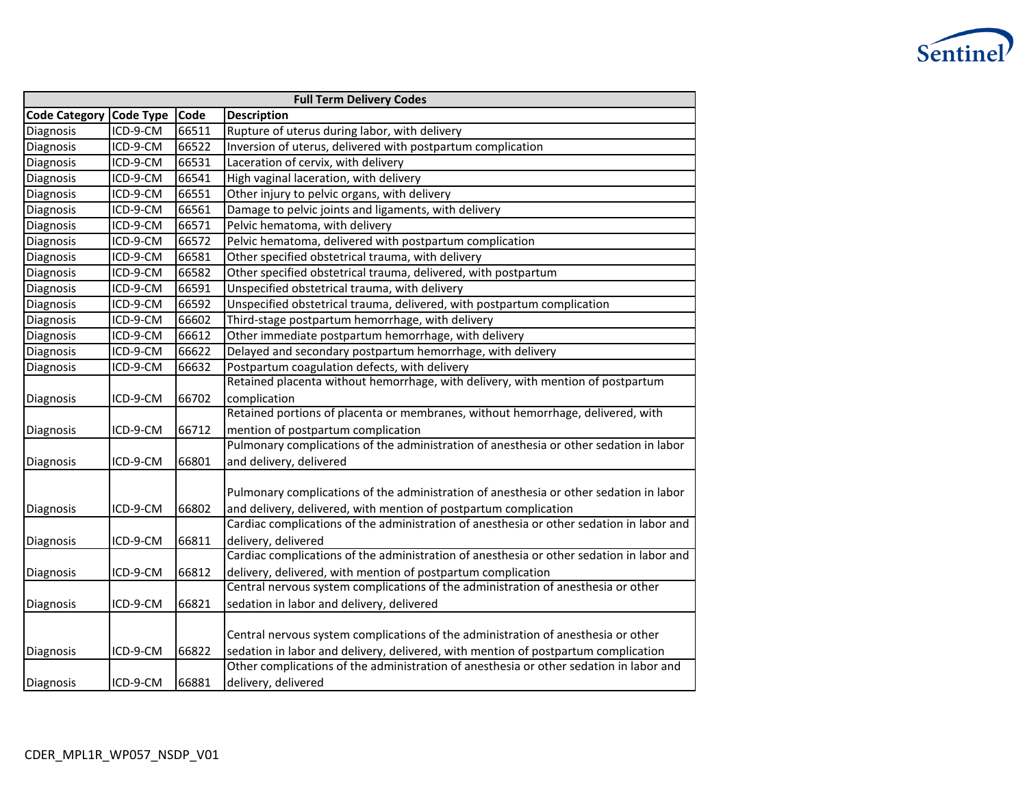| Full Term Delivery Codes | | | |
|---|---|---|---|
| **Code Category** | **Code Type** | **Code** | **Description** |
| Diagnosis | ICD-9-CM | 66511 | Rupture of uterus during labor, with delivery |
| Diagnosis | ICD-9-CM | 66522 | Inversion of uterus, delivered with postpartum complication |
| Diagnosis | ICD-9-CM | 66531 | Laceration of cervix, with delivery |
| Diagnosis | ICD-9-CM | 66541 | High vaginal laceration, with delivery |
| Diagnosis | ICD-9-CM | 66551 | Other injury to pelvic organs, with delivery |
| Diagnosis | ICD-9-CM | 66561 | Damage to pelvic joints and ligaments, with delivery |
| Diagnosis | ICD-9-CM | 66571 | Pelvic hematoma, with delivery |
| Diagnosis | ICD-9-CM | 66572 | Pelvic hematoma, delivered with postpartum complication |
| Diagnosis | ICD-9-CM | 66581 | Other specified obstetrical trauma, with delivery |
| Diagnosis | ICD-9-CM | 66582 | Other specified obstetrical trauma, delivered, with postpartum |
| Diagnosis | ICD-9-CM | 66591 | Unspecified obstetrical trauma, with delivery |
| Diagnosis | ICD-9-CM | 66592 | Unspecified obstetrical trauma, delivered, with postpartum complication |
| Diagnosis | ICD-9-CM | 66602 | Third-stage postpartum hemorrhage, with delivery |
| Diagnosis | ICD-9-CM | 66612 | Other immediate postpartum hemorrhage, with delivery |
| Diagnosis | ICD-9-CM | 66622 | Delayed and secondary postpartum hemorrhage, with delivery |
| Diagnosis | ICD-9-CM | 66632 | Postpartum coagulation defects, with delivery |
| Diagnosis | ICD-9-CM | 66702 | Retained placenta without hemorrhage, with delivery, with mention of postpartum complication |
| Diagnosis | ICD-9-CM | 66712 | Retained portions of placenta or membranes, without hemorrhage, delivered, with mention of postpartum complication |
| Diagnosis | ICD-9-CM | 66801 | Pulmonary complications of the administration of anesthesia or other sedation in labor and delivery, delivered |
| Diagnosis | ICD-9-CM | 66802 | Pulmonary complications of the administration of anesthesia or other sedation in labor and delivery, delivered, with mention of postpartum complication |
| Diagnosis | ICD-9-CM | 66811 | Cardiac complications of the administration of anesthesia or other sedation in labor and delivery, delivered |
| Diagnosis | ICD-9-CM | 66812 | Cardiac complications of the administration of anesthesia or other sedation in labor and delivery, delivered, with mention of postpartum complication |
| Diagnosis | ICD-9-CM | 66821 | Central nervous system complications of the administration of anesthesia or other sedation in labor and delivery, delivered |
| Diagnosis | ICD-9-CM | 66822 | Central nervous system complications of the administration of anesthesia or other sedation in labor and delivery, delivered, with mention of postpartum complication |
| Diagnosis | ICD-9-CM | 66881 | Other complications of the administration of anesthesia or other sedation in labor and delivery, delivered |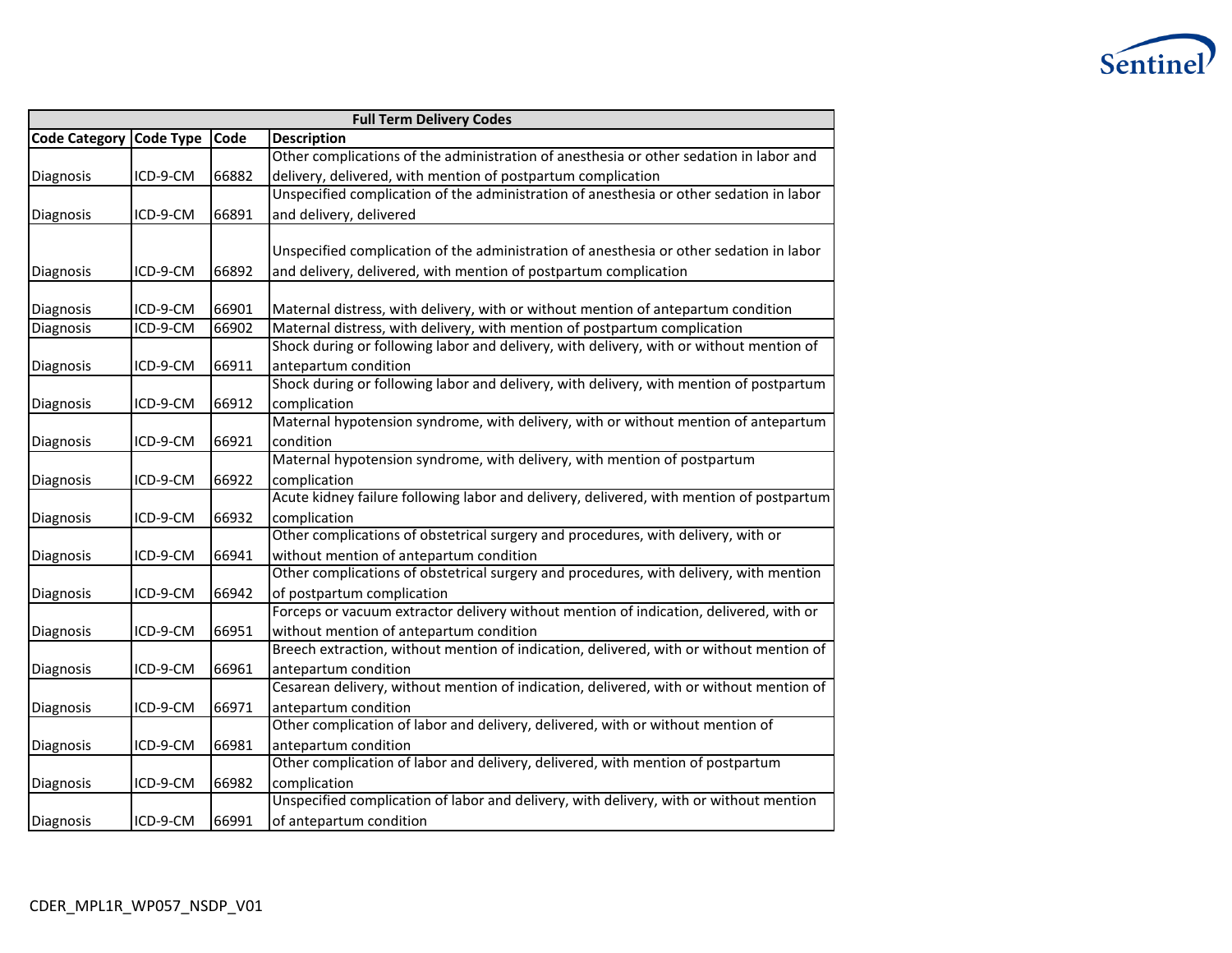| Full Term Delivery Codes | | | |
|---|---|---|---|
| Code Category | Code Type | Code | Description |
| Diagnosis | ICD-9-CM | 66882 | Other complications of the administration of anesthesia or other sedation in labor and delivery, delivered, with mention of postpartum complication |
| Diagnosis | ICD-9-CM | 66891 | Unspecified complication of the administration of anesthesia or other sedation in labor and delivery, delivered |
| Diagnosis | ICD-9-CM | 66892 | Unspecified complication of the administration of anesthesia or other sedation in labor and delivery, delivered, with mention of postpartum complication |
| Diagnosis | ICD-9-CM | 66901 | Maternal distress, with delivery, with or without mention of antepartum condition |
| Diagnosis | ICD-9-CM | 66902 | Maternal distress, with delivery, with mention of postpartum complication |
| Diagnosis | ICD-9-CM | 66911 | Shock during or following labor and delivery, with delivery, with or without mention of antepartum condition |
| Diagnosis | ICD-9-CM | 66912 | Shock during or following labor and delivery, with delivery, with mention of postpartum complication |
| Diagnosis | ICD-9-CM | 66921 | Maternal hypotension syndrome, with delivery, with or without mention of antepartum condition |
| Diagnosis | ICD-9-CM | 66922 | Maternal hypotension syndrome, with delivery, with mention of postpartum complication |
| Diagnosis | ICD-9-CM | 66932 | Acute kidney failure following labor and delivery, delivered, with mention of postpartum complication |
| Diagnosis | ICD-9-CM | 66941 | Other complications of obstetrical surgery and procedures, with delivery, with or without mention of antepartum condition |
| Diagnosis | ICD-9-CM | 66942 | Other complications of obstetrical surgery and procedures, with delivery, with mention of postpartum complication |
| Diagnosis | ICD-9-CM | 66951 | Forceps or vacuum extractor delivery without mention of indication, delivered, with or without mention of antepartum condition |
| Diagnosis | ICD-9-CM | 66961 | Breech extraction, without mention of indication, delivered, with or without mention of antepartum condition |
| Diagnosis | ICD-9-CM | 66971 | Cesarean delivery, without mention of indication, delivered, with or without mention of antepartum condition |
| Diagnosis | ICD-9-CM | 66981 | Other complication of labor and delivery, delivered, with or without mention of antepartum condition |
| Diagnosis | ICD-9-CM | 66982 | Other complication of labor and delivery, delivered, with mention of postpartum complication |
| Diagnosis | ICD-9-CM | 66991 | Unspecified complication of labor and delivery, with delivery, with or without mention of antepartum condition |

CDER_MPL1R_WP057_NSDP_V01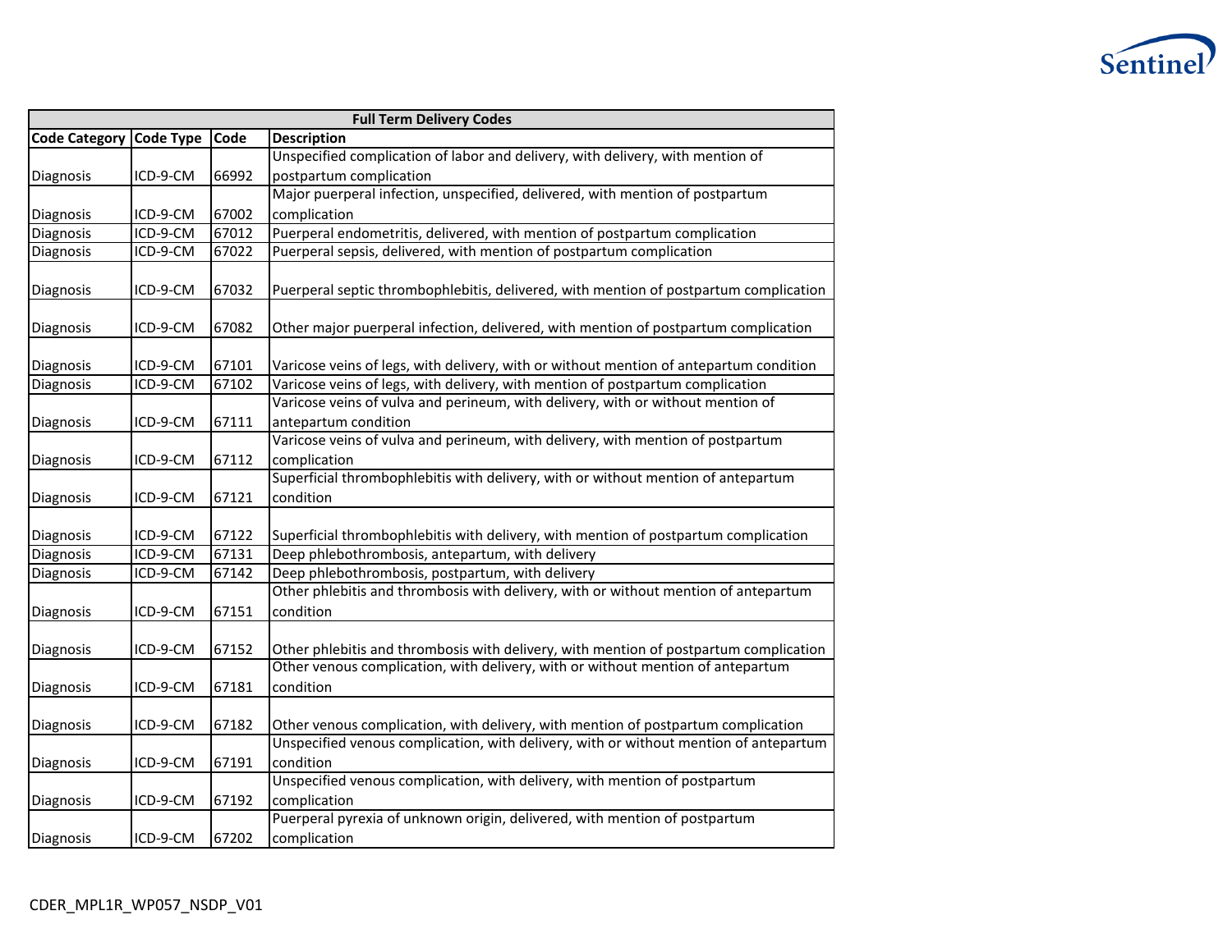| Full Term Delivery Codes | | | |
|---|---|---|---|
| **Code Category** | **Code Type** | **Code** | **Description** |
| Diagnosis | ICD-9-CM | 66992 | Unspecified complication of labor and delivery, with delivery, with mention of postpartum complication |
| Diagnosis | ICD-9-CM | 67002 | Major puerperal infection, unspecified, delivered, with mention of postpartum complication |
| Diagnosis | ICD-9-CM | 67012 | Puerperal endometritis, delivered, with mention of postpartum complication |
| Diagnosis | ICD-9-CM | 67022 | Puerperal sepsis, delivered, with mention of postpartum complication |
| Diagnosis | ICD-9-CM | 67032 | Puerperal septic thrombophlebitis, delivered, with mention of postpartum complication |
| Diagnosis | ICD-9-CM | 67082 | Other major puerperal infection, delivered, with mention of postpartum complication |
| Diagnosis | ICD-9-CM | 67101 | Varicose veins of legs, with delivery, with or without mention of antepartum condition |
| Diagnosis | ICD-9-CM | 67102 | Varicose veins of legs, with delivery, with mention of postpartum complication |
| Diagnosis | ICD-9-CM | 67111 | Varicose veins of vulva and perineum, with delivery, with or without mention of antepartum condition |
| Diagnosis | ICD-9-CM | 67112 | Varicose veins of vulva and perineum, with delivery, with mention of postpartum complication |
| Diagnosis | ICD-9-CM | 67121 | Superficial thrombophlebitis with delivery, with or without mention of antepartum condition |
| Diagnosis | ICD-9-CM | 67122 | Superficial thrombophlebitis with delivery, with mention of postpartum complication |
| Diagnosis | ICD-9-CM | 67131 | Deep phlebothrombosis, antepartum, with delivery |
| Diagnosis | ICD-9-CM | 67142 | Deep phlebothrombosis, postpartum, with delivery |
| Diagnosis | ICD-9-CM | 67151 | Other phlebitis and thrombosis with delivery, with or without mention of antepartum condition |
| Diagnosis | ICD-9-CM | 67152 | Other phlebitis and thrombosis with delivery, with mention of postpartum complication |
| Diagnosis | ICD-9-CM | 67181 | Other venous complication, with delivery, with or without mention of antepartum condition |
| Diagnosis | ICD-9-CM | 67182 | Other venous complication, with delivery, with mention of postpartum complication |
| Diagnosis | ICD-9-CM | 67191 | Unspecified venous complication, with delivery, with or without mention of antepartum condition |
| Diagnosis | ICD-9-CM | 67192 | Unspecified venous complication, with delivery, with mention of postpartum complication |
| Diagnosis | ICD-9-CM | 67202 | Puerperal pyrexia of unknown origin, delivered, with mention of postpartum complication |

CDER_MPL1R_WP057_NSDP_V01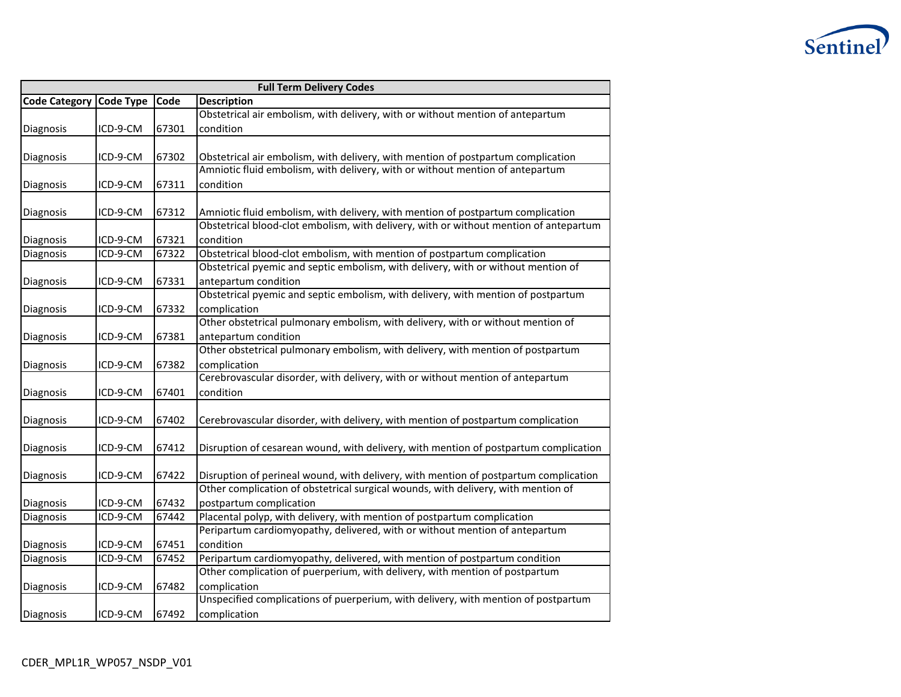| Full Term Delivery Codes | | | |
|---|---|---|---|
| **Code Category** | **Code Type** | **Code** | **Description** |
| Diagnosis | ICD-9-CM | 67301 | Obstetrical air embolism, with delivery, with or without mention of antepartum condition |
| Diagnosis | ICD-9-CM | 67302 | Obstetrical air embolism, with delivery, with mention of postpartum complication |
| Diagnosis | ICD-9-CM | 67311 | Amniotic fluid embolism, with delivery, with or without mention of antepartum condition |
| Diagnosis | ICD-9-CM | 67312 | Amniotic fluid embolism, with delivery, with mention of postpartum complication |
| Diagnosis | ICD-9-CM | 67321 | Obstetrical blood-clot embolism, with delivery, with or without mention of antepartum condition |
| Diagnosis | ICD-9-CM | 67322 | Obstetrical blood-clot embolism, with mention of postpartum complication |
| Diagnosis | ICD-9-CM | 67331 | Obstetrical pyemic and septic embolism, with delivery, with or without mention of antepartum condition |
| Diagnosis | ICD-9-CM | 67332 | Obstetrical pyemic and septic embolism, with delivery, with mention of postpartum complication |
| Diagnosis | ICD-9-CM | 67381 | Other obstetrical pulmonary embolism, with delivery, with or without mention of antepartum condition |
| Diagnosis | ICD-9-CM | 67382 | Other obstetrical pulmonary embolism, with delivery, with mention of postpartum complication |
| Diagnosis | ICD-9-CM | 67401 | Cerebrovascular disorder, with delivery, with or without mention of antepartum condition |
| Diagnosis | ICD-9-CM | 67402 | Cerebrovascular disorder, with delivery, with mention of postpartum complication |
| Diagnosis | ICD-9-CM | 67412 | Disruption of cesarean wound, with delivery, with mention of postpartum complication |
| Diagnosis | ICD-9-CM | 67422 | Disruption of perineal wound, with delivery, with mention of postpartum complication |
| Diagnosis | ICD-9-CM | 67432 | Other complication of obstetrical surgical wounds, with delivery, with mention of postpartum complication |
| Diagnosis | ICD-9-CM | 67442 | Placental polyp, with delivery, with mention of postpartum complication |
| Diagnosis | ICD-9-CM | 67451 | Peripartum cardiomyopathy, delivered, with or without mention of antepartum condition |
| Diagnosis | ICD-9-CM | 67452 | Peripartum cardiomyopathy, delivered, with mention of postpartum condition |
| Diagnosis | ICD-9-CM | 67482 | Other complication of puerperium, with delivery, with mention of postpartum complication |
| Diagnosis | ICD-9-CM | 67492 | Unspecified complications of puerperium, with delivery, with mention of postpartum complication |

CDER_MPL1R_WP057_NSDP_V01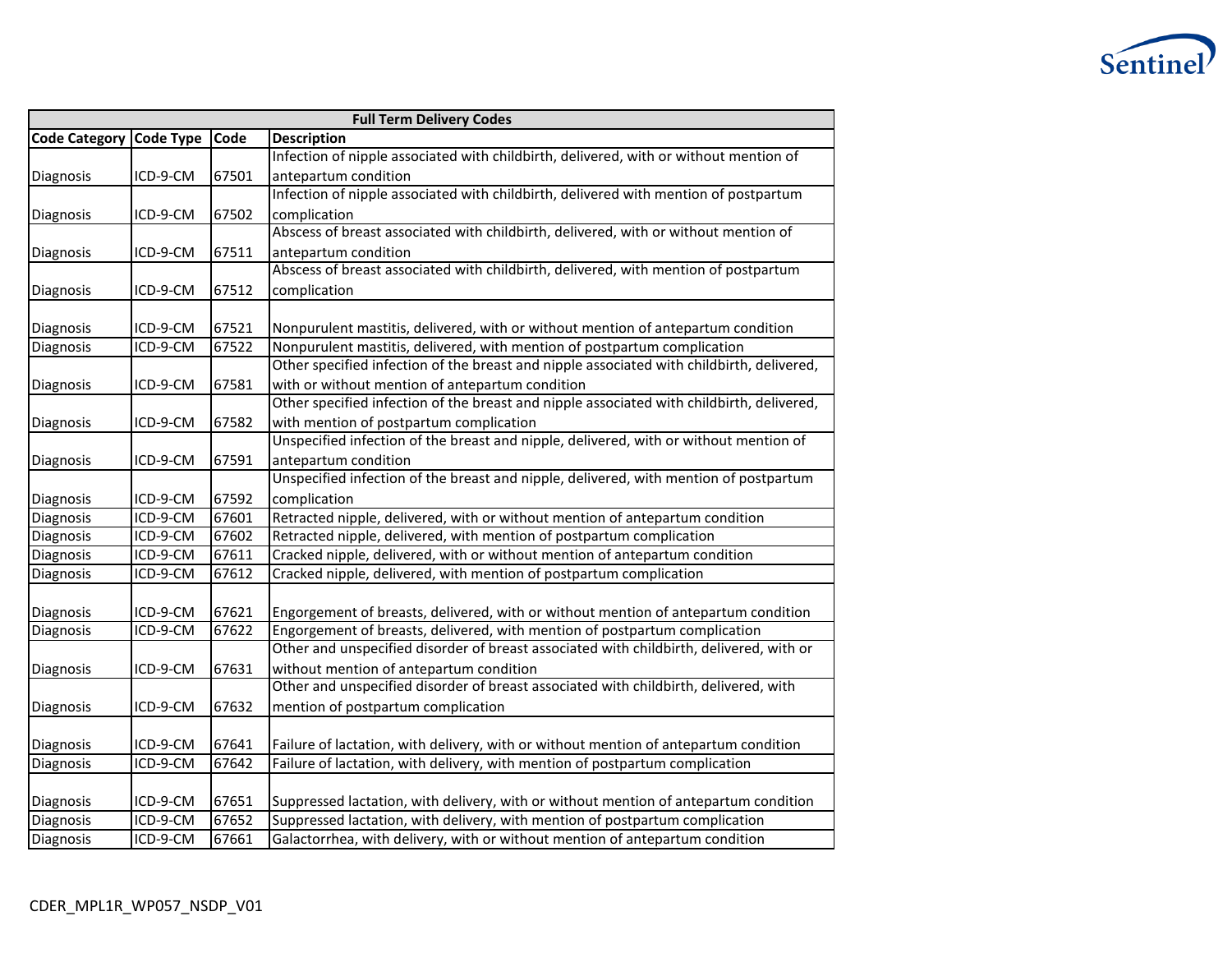| Full Term Delivery Codes | | | |
|---|---|---|---|
| **Code Category** | **Code Type** | **Code** | **Description** |
| Diagnosis | ICD-9-CM | 67501 | Infection of nipple associated with childbirth, delivered, with or without mention of antepartum condition |
| Diagnosis | ICD-9-CM | 67502 | Infection of nipple associated with childbirth, delivered with mention of postpartum complication |
| Diagnosis | ICD-9-CM | 67511 | Abscess of breast associated with childbirth, delivered, with or without mention of antepartum condition |
| Diagnosis | ICD-9-CM | 67512 | Abscess of breast associated with childbirth, delivered, with mention of postpartum complication |
| Diagnosis | ICD-9-CM | 67521 | Nonpurulent mastitis, delivered, with or without mention of antepartum condition |
| Diagnosis | ICD-9-CM | 67522 | Nonpurulent mastitis, delivered, with mention of postpartum complication |
| Diagnosis | ICD-9-CM | 67581 | Other specified infection of the breast and nipple associated with childbirth, delivered, with or without mention of antepartum condition |
| Diagnosis | ICD-9-CM | 67582 | Other specified infection of the breast and nipple associated with childbirth, delivered, with mention of postpartum complication |
| Diagnosis | ICD-9-CM | 67591 | Unspecified infection of the breast and nipple, delivered, with or without mention of antepartum condition |
| Diagnosis | ICD-9-CM | 67592 | Unspecified infection of the breast and nipple, delivered, with mention of postpartum complication |
| Diagnosis | ICD-9-CM | 67601 | Retracted nipple, delivered, with or without mention of antepartum condition |
| Diagnosis | ICD-9-CM | 67602 | Retracted nipple, delivered, with mention of postpartum complication |
| Diagnosis | ICD-9-CM | 67611 | Cracked nipple, delivered, with or without mention of antepartum condition |
| Diagnosis | ICD-9-CM | 67612 | Cracked nipple, delivered, with mention of postpartum complication |
| Diagnosis | ICD-9-CM | 67621 | Engorgement of breasts, delivered, with or without mention of antepartum condition |
| Diagnosis | ICD-9-CM | 67622 | Engorgement of breasts, delivered, with mention of postpartum complication |
| Diagnosis | ICD-9-CM | 67631 | Other and unspecified disorder of breast associated with childbirth, delivered, with or without mention of antepartum condition |
| Diagnosis | ICD-9-CM | 67632 | Other and unspecified disorder of breast associated with childbirth, delivered, with mention of postpartum complication |
| Diagnosis | ICD-9-CM | 67641 | Failure of lactation, with delivery, with or without mention of antepartum condition |
| Diagnosis | ICD-9-CM | 67642 | Failure of lactation, with delivery, with mention of postpartum complication |
| Diagnosis | ICD-9-CM | 67651 | Suppressed lactation, with delivery, with or without mention of antepartum condition |
| Diagnosis | ICD-9-CM | 67652 | Suppressed lactation, with delivery, with mention of postpartum complication |
| Diagnosis | ICD-9-CM | 67661 | Galactorrhea, with delivery, with or without mention of antepartum condition |

CDER_MPL1R_WP057_NSDP_V01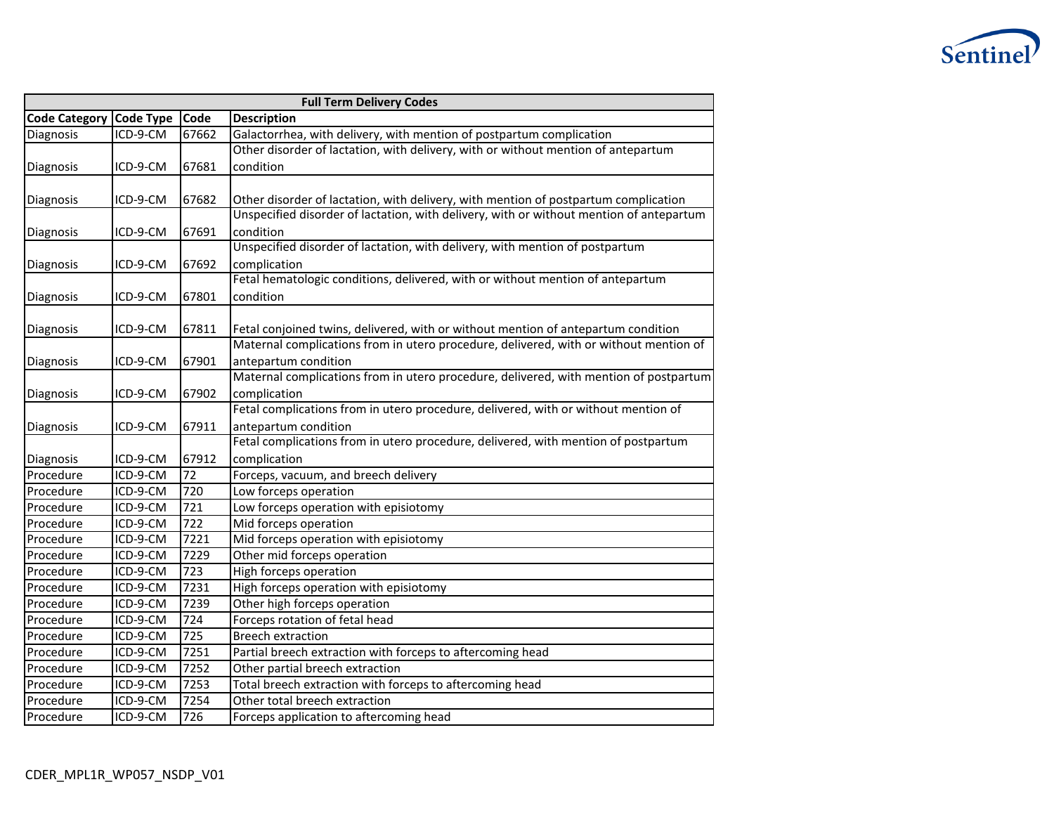| Full Term Delivery Codes | | | |
|---|---|---|---|
| **Code Category** | **Code Type** | **Code** | **Description** |
| Diagnosis | ICD-9-CM | 67662 | Galactorrhea, with delivery, with mention of postpartum complication |
| Diagnosis | ICD-9-CM | 67681 | Other disorder of lactation, with delivery, with or without mention of antepartum condition |
| Diagnosis | ICD-9-CM | 67682 | Other disorder of lactation, with delivery, with mention of postpartum complication |
| Diagnosis | ICD-9-CM | 67691 | Unspecified disorder of lactation, with delivery, with or without mention of antepartum condition |
| Diagnosis | ICD-9-CM | 67692 | Unspecified disorder of lactation, with delivery, with mention of postpartum complication |
| Diagnosis | ICD-9-CM | 67801 | Fetal hematologic conditions, delivered, with or without mention of antepartum condition |
| Diagnosis | ICD-9-CM | 67811 | Fetal conjoined twins, delivered, with or without mention of antepartum condition |
| Diagnosis | ICD-9-CM | 67901 | Maternal complications from in utero procedure, delivered, with or without mention of antepartum condition |
| Diagnosis | ICD-9-CM | 67902 | Maternal complications from in utero procedure, delivered, with mention of postpartum complication |
| Diagnosis | ICD-9-CM | 67911 | Fetal complications from in utero procedure, delivered, with or without mention of antepartum condition |
| Diagnosis | ICD-9-CM | 67912 | Fetal complications from in utero procedure, delivered, with mention of postpartum complication |
| Procedure | ICD-9-CM | 72 | Forceps, vacuum, and breech delivery |
| Procedure | ICD-9-CM | 720 | Low forceps operation |
| Procedure | ICD-9-CM | 721 | Low forceps operation with episiotomy |
| Procedure | ICD-9-CM | 722 | Mid forceps operation |
| Procedure | ICD-9-CM | 7221 | Mid forceps operation with episiotomy |
| Procedure | ICD-9-CM | 7229 | Other mid forceps operation |
| Procedure | ICD-9-CM | 723 | High forceps operation |
| Procedure | ICD-9-CM | 7231 | High forceps operation with episiotomy |
| Procedure | ICD-9-CM | 7239 | Other high forceps operation |
| Procedure | ICD-9-CM | 724 | Forceps rotation of fetal head |
| Procedure | ICD-9-CM | 725 | Breech extraction |
| Procedure | ICD-9-CM | 7251 | Partial breech extraction with forceps to aftercoming head |
| Procedure | ICD-9-CM | 7252 | Other partial breech extraction |
| Procedure | ICD-9-CM | 7253 | Total breech extraction with forceps to aftercoming head |
| Procedure | ICD-9-CM | 7254 | Other total breech extraction |
| Procedure | ICD-9-CM | 726 | Forceps application to aftercoming head |

CDER_MPL1R_WP057_NSDP_V01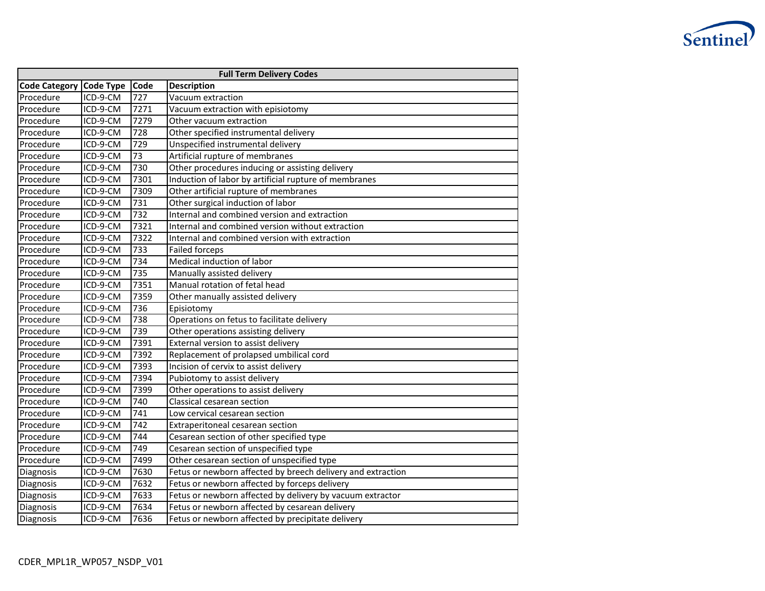| Full Term Delivery Codes | | | |
|---|---|---|---|
| **Code Category** | **Code Type** | **Code** | **Description** |
| Procedure | ICD-9-CM | 727 | Vacuum extraction |
| Procedure | ICD-9-CM | 7271 | Vacuum extraction with episiotomy |
| Procedure | ICD-9-CM | 7279 | Other vacuum extraction |
| Procedure | ICD-9-CM | 728 | Other specified instrumental delivery |
| Procedure | ICD-9-CM | 729 | Unspecified instrumental delivery |
| Procedure | ICD-9-CM | 73 | Artificial rupture of membranes |
| Procedure | ICD-9-CM | 730 | Other procedures inducing or assisting delivery |
| Procedure | ICD-9-CM | 7301 | Induction of labor by artificial rupture of membranes |
| Procedure | ICD-9-CM | 7309 | Other artificial rupture of membranes |
| Procedure | ICD-9-CM | 731 | Other surgical induction of labor |
| Procedure | ICD-9-CM | 732 | Internal and combined version and extraction |
| Procedure | ICD-9-CM | 7321 | Internal and combined version without extraction |
| Procedure | ICD-9-CM | 7322 | Internal and combined version with extraction |
| Procedure | ICD-9-CM | 733 | Failed forceps |
| Procedure | ICD-9-CM | 734 | Medical induction of labor |
| Procedure | ICD-9-CM | 735 | Manually assisted delivery |
| Procedure | ICD-9-CM | 7351 | Manual rotation of fetal head |
| Procedure | ICD-9-CM | 7359 | Other manually assisted delivery |
| Procedure | ICD-9-CM | 736 | Episiotomy |
| Procedure | ICD-9-CM | 738 | Operations on fetus to facilitate delivery |
| Procedure | ICD-9-CM | 739 | Other operations assisting delivery |
| Procedure | ICD-9-CM | 7391 | External version to assist delivery |
| Procedure | ICD-9-CM | 7392 | Replacement of prolapsed umbilical cord |
| Procedure | ICD-9-CM | 7393 | Incision of cervix to assist delivery |
| Procedure | ICD-9-CM | 7394 | Pubiotomy to assist delivery |
| Procedure | ICD-9-CM | 7399 | Other operations to assist delivery |
| Procedure | ICD-9-CM | 740 | Classical cesarean section |
| Procedure | ICD-9-CM | 741 | Low cervical cesarean section |
| Procedure | ICD-9-CM | 742 | Extraperitoneal cesarean section |
| Procedure | ICD-9-CM | 744 | Cesarean section of other specified type |
| Procedure | ICD-9-CM | 749 | Cesarean section of unspecified type |
| Procedure | ICD-9-CM | 7499 | Other cesarean section of unspecified type |
| Diagnosis | ICD-9-CM | 7630 | Fetus or newborn affected by breech delivery and extraction |
| Diagnosis | ICD-9-CM | 7632 | Fetus or newborn affected by forceps delivery |
| Diagnosis | ICD-9-CM | 7633 | Fetus or newborn affected by delivery by vacuum extractor |
| Diagnosis | ICD-9-CM | 7634 | Fetus or newborn affected by cesarean delivery |
| Diagnosis | ICD-9-CM | 7636 | Fetus or newborn affected by precipitate delivery |

CDER_MPL1R_WP057_NSDP_V01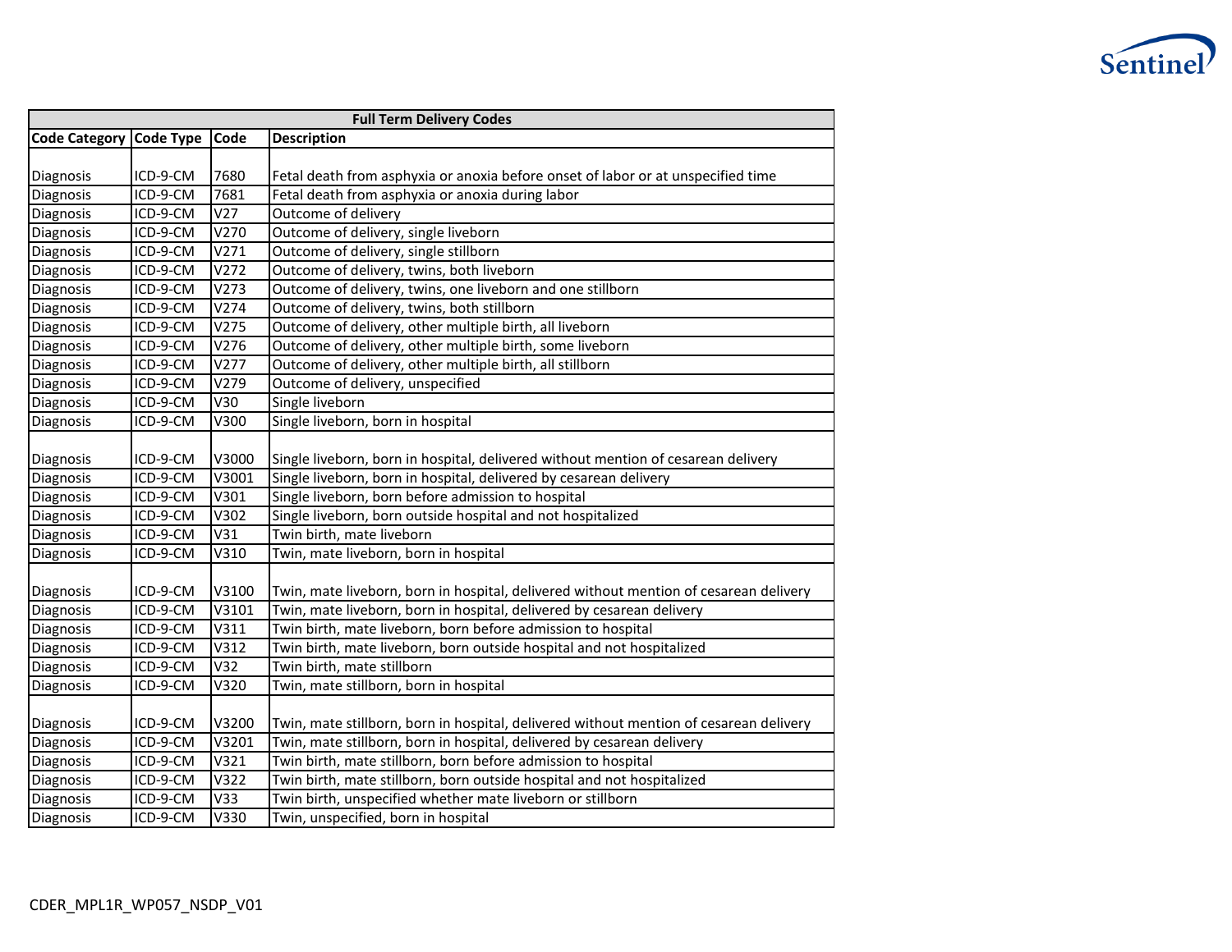| Full Term Delivery Codes | | | |
|---|---|---|---|
| Code Category | Code Type | Code | Description |
| Diagnosis | ICD-9-CM | 7680 | Fetal death from asphyxia or anoxia before onset of labor or at unspecified time |
| Diagnosis | ICD-9-CM | 7681 | Fetal death from asphyxia or anoxia during labor |
| Diagnosis | ICD-9-CM | V27 | Outcome of delivery |
| Diagnosis | ICD-9-CM | V270 | Outcome of delivery, single liveborn |
| Diagnosis | ICD-9-CM | V271 | Outcome of delivery, single stillborn |
| Diagnosis | ICD-9-CM | V272 | Outcome of delivery, twins, both liveborn |
| Diagnosis | ICD-9-CM | V273 | Outcome of delivery, twins, one liveborn and one stillborn |
| Diagnosis | ICD-9-CM | V274 | Outcome of delivery, twins, both stillborn |
| Diagnosis | ICD-9-CM | V275 | Outcome of delivery, other multiple birth, all liveborn |
| Diagnosis | ICD-9-CM | V276 | Outcome of delivery, other multiple birth, some liveborn |
| Diagnosis | ICD-9-CM | V277 | Outcome of delivery, other multiple birth, all stillborn |
| Diagnosis | ICD-9-CM | V279 | Outcome of delivery, unspecified |
| Diagnosis | ICD-9-CM | V30 | Single liveborn |
| Diagnosis | ICD-9-CM | V300 | Single liveborn, born in hospital |
| Diagnosis | ICD-9-CM | V3000 | Single liveborn, born in hospital, delivered without mention of cesarean delivery |
| Diagnosis | ICD-9-CM | V3001 | Single liveborn, born in hospital, delivered by cesarean delivery |
| Diagnosis | ICD-9-CM | V301 | Single liveborn, born before admission to hospital |
| Diagnosis | ICD-9-CM | V302 | Single liveborn, born outside hospital and not hospitalized |
| Diagnosis | ICD-9-CM | V31 | Twin birth, mate liveborn |
| Diagnosis | ICD-9-CM | V310 | Twin, mate liveborn, born in hospital |
| Diagnosis | ICD-9-CM | V3100 | Twin, mate liveborn, born in hospital, delivered without mention of cesarean delivery |
| Diagnosis | ICD-9-CM | V3101 | Twin, mate liveborn, born in hospital, delivered by cesarean delivery |
| Diagnosis | ICD-9-CM | V311 | Twin birth, mate liveborn, born before admission to hospital |
| Diagnosis | ICD-9-CM | V312 | Twin birth, mate liveborn, born outside hospital and not hospitalized |
| Diagnosis | ICD-9-CM | V32 | Twin birth, mate stillborn |
| Diagnosis | ICD-9-CM | V320 | Twin, mate stillborn, born in hospital |
| Diagnosis | ICD-9-CM | V3200 | Twin, mate stillborn, born in hospital, delivered without mention of cesarean delivery |
| Diagnosis | ICD-9-CM | V3201 | Twin, mate stillborn, born in hospital, delivered by cesarean delivery |
| Diagnosis | ICD-9-CM | V321 | Twin birth, mate stillborn, born before admission to hospital |
| Diagnosis | ICD-9-CM | V322 | Twin birth, mate stillborn, born outside hospital and not hospitalized |
| Diagnosis | ICD-9-CM | V33 | Twin birth, unspecified whether mate liveborn or stillborn |
| Diagnosis | ICD-9-CM | V330 | Twin, unspecified, born in hospital |

CDER_MPL1R_WP057_NSDP_V01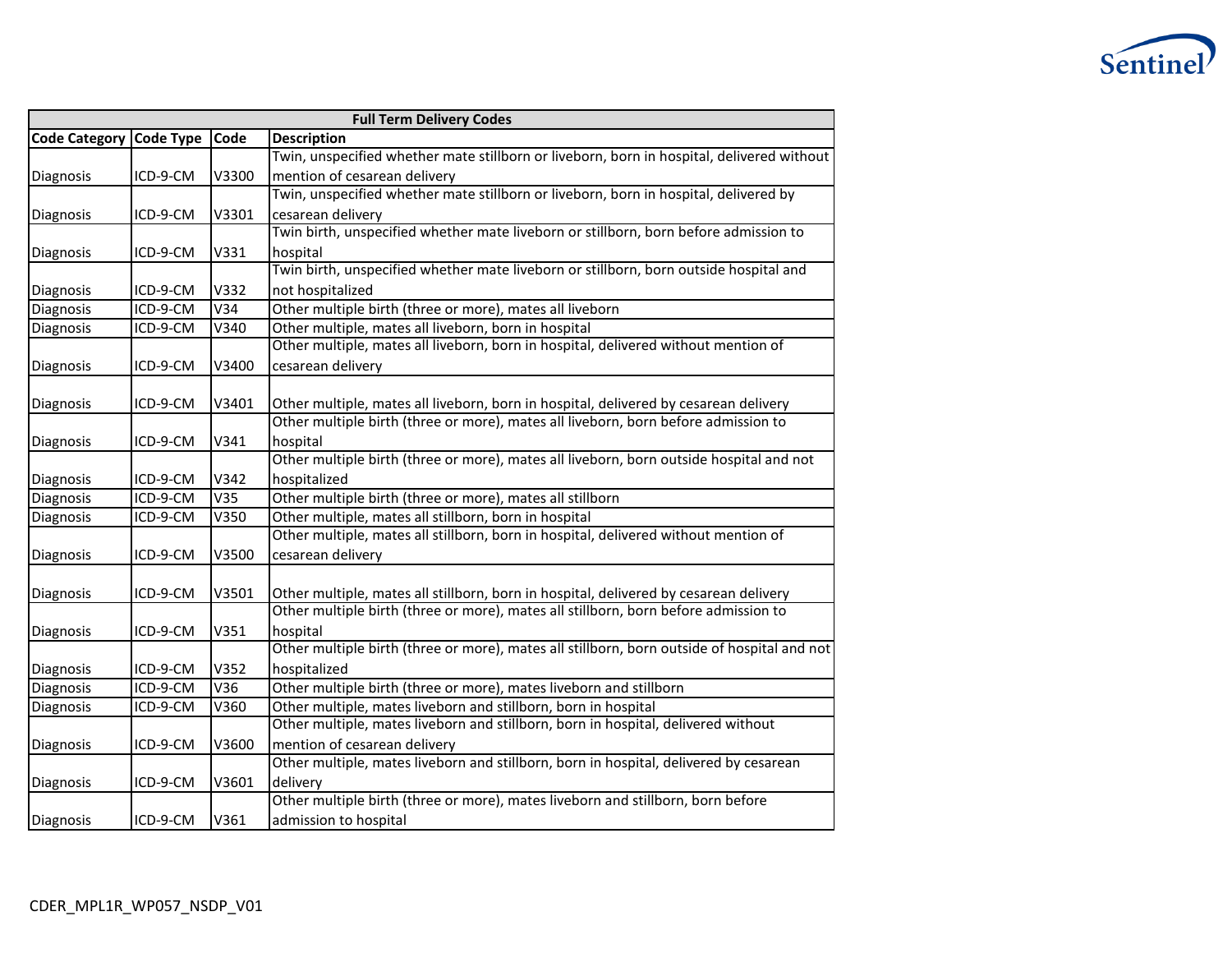| Full Term Delivery Codes | | | |
|---|---|---|---|
| Code Category | Code Type | Code | Description |
| Diagnosis | ICD-9-CM | V3300 | Twin, unspecified whether mate stillborn or liveborn, born in hospital, delivered without mention of cesarean delivery |
| Diagnosis | ICD-9-CM | V3301 | Twin, unspecified whether mate stillborn or liveborn, born in hospital, delivered by cesarean delivery |
| Diagnosis | ICD-9-CM | V331 | Twin birth, unspecified whether mate liveborn or stillborn, born before admission to hospital |
| Diagnosis | ICD-9-CM | V332 | Twin birth, unspecified whether mate liveborn or stillborn, born outside hospital and not hospitalized |
| Diagnosis | ICD-9-CM | V34 | Other multiple birth (three or more), mates all liveborn |
| Diagnosis | ICD-9-CM | V340 | Other multiple, mates all liveborn, born in hospital |
| Diagnosis | ICD-9-CM | V3400 | Other multiple, mates all liveborn, born in hospital, delivered without mention of cesarean delivery |
| Diagnosis | ICD-9-CM | V3401 | Other multiple, mates all liveborn, born in hospital, delivered by cesarean delivery |
| Diagnosis | ICD-9-CM | V341 | Other multiple birth (three or more), mates all liveborn, born before admission to hospital |
| Diagnosis | ICD-9-CM | V342 | Other multiple birth (three or more), mates all liveborn, born outside hospital and not hospitalized |
| Diagnosis | ICD-9-CM | V35 | Other multiple birth (three or more), mates all stillborn |
| Diagnosis | ICD-9-CM | V350 | Other multiple, mates all stillborn, born in hospital |
| Diagnosis | ICD-9-CM | V3500 | Other multiple, mates all stillborn, born in hospital, delivered without mention of cesarean delivery |
| Diagnosis | ICD-9-CM | V3501 | Other multiple, mates all stillborn, born in hospital, delivered by cesarean delivery |
| Diagnosis | ICD-9-CM | V351 | Other multiple birth (three or more), mates all stillborn, born before admission to hospital |
| Diagnosis | ICD-9-CM | V352 | Other multiple birth (three or more), mates all stillborn, born outside of hospital and not hospitalized |
| Diagnosis | ICD-9-CM | V36 | Other multiple birth (three or more), mates liveborn and stillborn |
| Diagnosis | ICD-9-CM | V360 | Other multiple, mates liveborn and stillborn, born in hospital |
| Diagnosis | ICD-9-CM | V3600 | Other multiple, mates liveborn and stillborn, born in hospital, delivered without mention of cesarean delivery |
| Diagnosis | ICD-9-CM | V3601 | Other multiple, mates liveborn and stillborn, born in hospital, delivered by cesarean delivery |
| Diagnosis | ICD-9-CM | V361 | Other multiple birth (three or more), mates liveborn and stillborn, born before admission to hospital |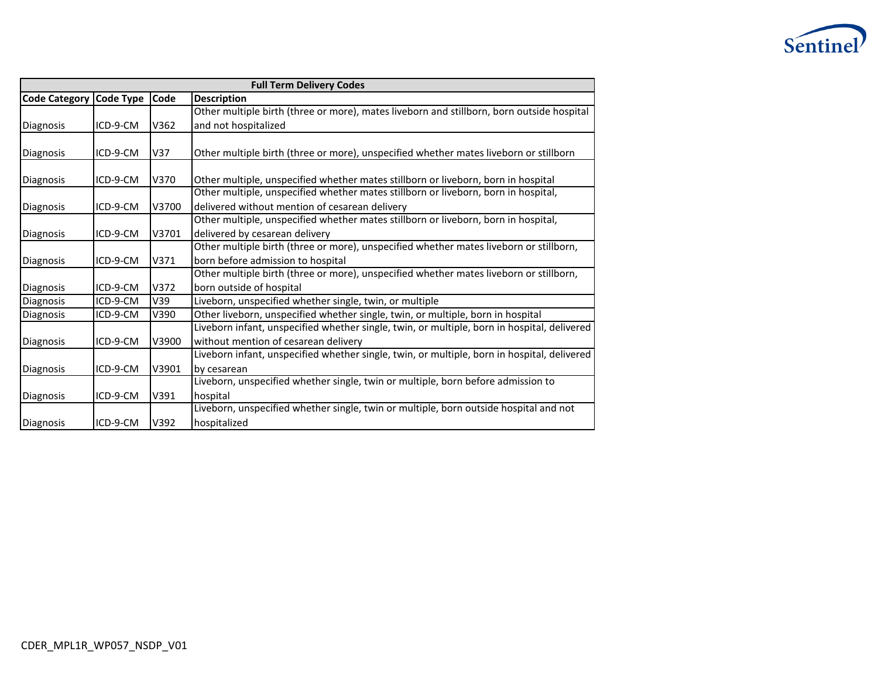| Full Term Delivery Codes | | | |
|---|---|---|---|
| Code Category | Code Type | Code | Description |
| Diagnosis | ICD-9-CM | V362 | Other multiple birth (three or more), mates liveborn and stillborn, born outside hospital and not hospitalized |
| Diagnosis | ICD-9-CM | V37 | Other multiple birth (three or more), unspecified whether mates liveborn or stillborn |
| Diagnosis | ICD-9-CM | V370 | Other multiple, unspecified whether mates stillborn or liveborn, born in hospital |
| Diagnosis | ICD-9-CM | V3700 | Other multiple, unspecified whether mates stillborn or liveborn, born in hospital, delivered without mention of cesarean delivery |
| Diagnosis | ICD-9-CM | V3701 | Other multiple, unspecified whether mates stillborn or liveborn, born in hospital, delivered by cesarean delivery |
| Diagnosis | ICD-9-CM | V371 | Other multiple birth (three or more), unspecified whether mates liveborn or stillborn, born before admission to hospital |
| Diagnosis | ICD-9-CM | V372 | Other multiple birth (three or more), unspecified whether mates liveborn or stillborn, born outside of hospital |
| Diagnosis | ICD-9-CM | V39 | Liveborn, unspecified whether single, twin, or multiple |
| Diagnosis | ICD-9-CM | V390 | Other liveborn, unspecified whether single, twin, or multiple, born in hospital |
| Diagnosis | ICD-9-CM | V3900 | Liveborn infant, unspecified whether single, twin, or multiple, born in hospital, delivered without mention of cesarean delivery |
| Diagnosis | ICD-9-CM | V3901 | Liveborn infant, unspecified whether single, twin, or multiple, born in hospital, delivered by cesarean |
| Diagnosis | ICD-9-CM | V391 | Liveborn, unspecified whether single, twin or multiple, born before admission to hospital |
| Diagnosis | ICD-9-CM | V392 | Liveborn, unspecified whether single, twin or multiple, born outside hospital and not hospitalized |

CDER_MPL1R_WP057_NSDP_V01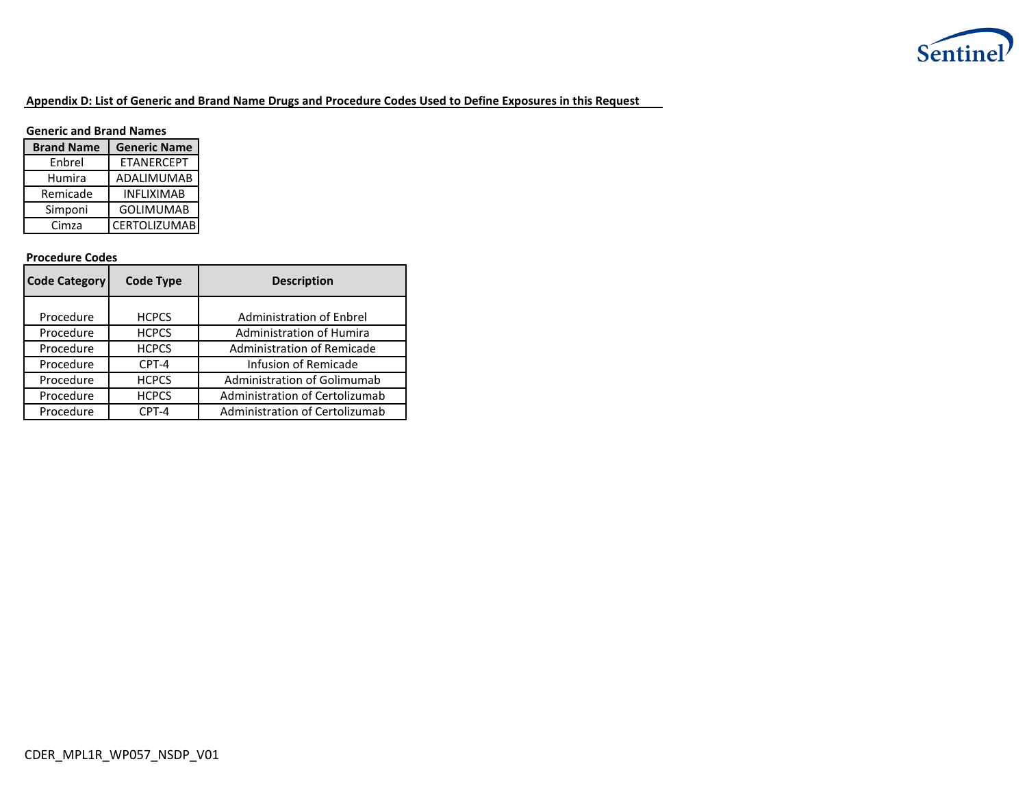**Appendix D: List of Generic and Brand Name Drugs and Procedure Codes Used to Define Exposures in this Request**

**Generic and Brand Names**

| Brand Name | Generic Name |
|---|---|
| Enbrel | ETANERCEPT |
| Humira | ADALIMUMAB |
| Remicade | INFLIXIMAB |
| Simponi | GOLIMUMAB |
| Cimza | CERTOLIZUMAB |

**Procedure Codes**

| Code Category | Code Type | Description |
|---|---|---|
| Procedure | HCPCS | Administration of Enbrel |
| Procedure | HCPCS | Administration of Humira |
| Procedure | HCPCS | Administration of Remicade |
| Procedure | CPT-4 | Infusion of Remicade |
| Procedure | HCPCS | Administration of Golimumab |
| Procedure | HCPCS | Administration of Certolizumab |
| Procedure | CPT-4 | Administration of Certolizumab |

CDER_MPL1R_WP057_NSDP_V01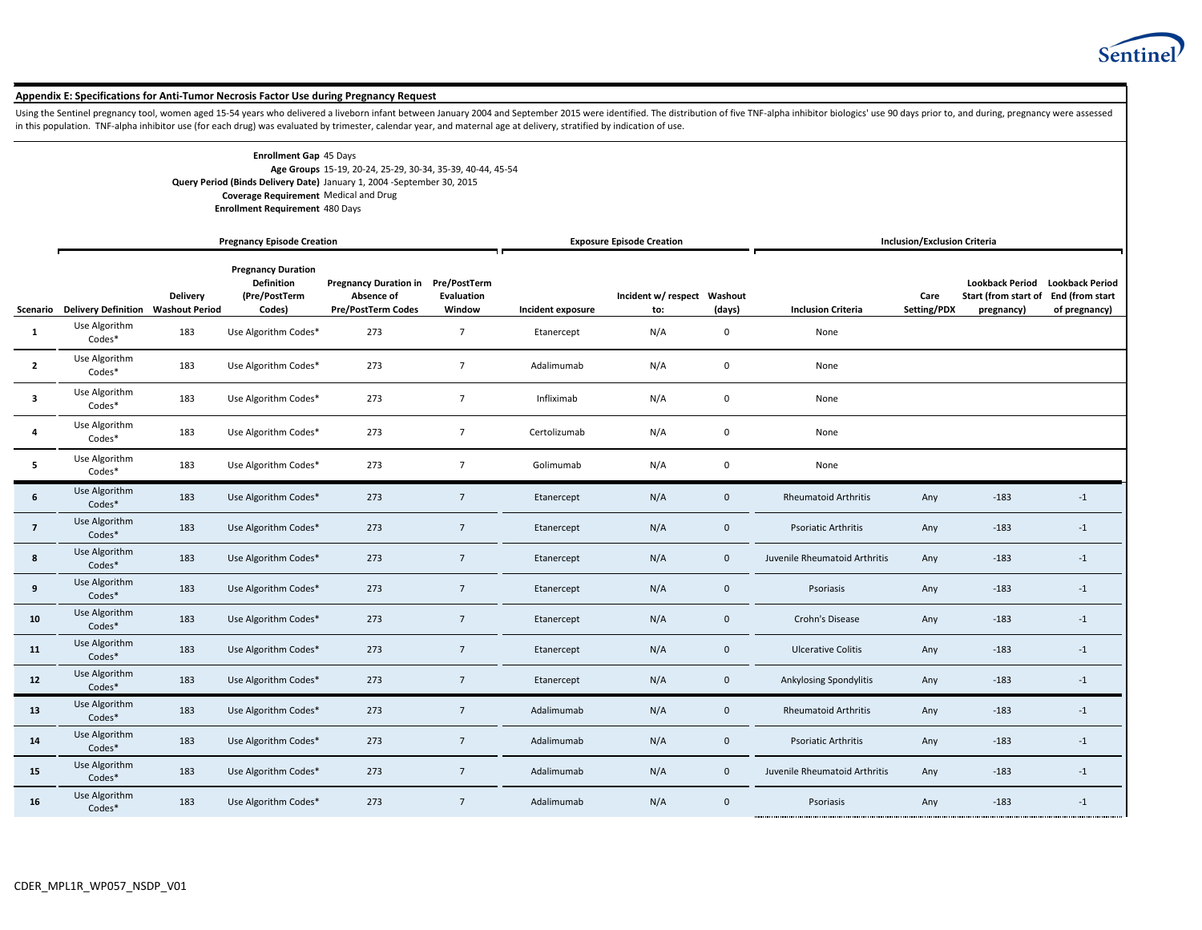## Appendix E: Specifications for Anti-Tumor Necrosis Factor Use during Pregnancy Request

Using the Sentinel pregnancy tool, women aged 15-54 years who delivered a liveborn infant between January 2004 and September 2015 were identified. The distribution of five TNF-alpha inhibitor biologics' use 90 days prior to, and during, pregnancy were assessed in this population. TNF-alpha inhibitor use (for each drug) was evaluated by trimester, calendar year, and maternal age at delivery, stratified by indication of use.

**Enrollment Gap** 45 Days
**Age Groups** 15-19, 20-24, 25-29, 30-34, 35-39, 40-44, 45-54
**Query Period (Binds Delivery Date)** January 1, 2004 -September 30, 2015
**Coverage Requirement** Medical and Drug
**Enrollment Requirement** 480 Days

| | Pregnancy Episode Creation | | | | | Exposure Episode Creation | | | Inclusion/Exclusion Criteria | | | |
|---|---|---|---|---|---|---|---|---|---|---|---|---|
| **Scenario** | **Delivery Definition** | **Delivery Washout Period** | **Pregnancy Duration Definition (Pre/PostTerm Codes)** | **Pregnancy Duration in Absence of Pre/PostTerm Codes** | **Pre/PostTerm Evaluation Window** | **Incident exposure** | **Incident w/ respect to:** | **Washout (days)** | **Inclusion Criteria** | **Care Setting/PDX** | **Lookback Period Start (from start of pregnancy)** | **Lookback Period End (from start of pregnancy)** |
| 1 | Use Algorithm Codes* | 183 | Use Algorithm Codes* | 273 | 7 | Etanercept | N/A | 0 | None | | | |
| 2 | Use Algorithm Codes* | 183 | Use Algorithm Codes* | 273 | 7 | Adalimumab | N/A | 0 | None | | | |
| 3 | Use Algorithm Codes* | 183 | Use Algorithm Codes* | 273 | 7 | Infliximab | N/A | 0 | None | | | |
| 4 | Use Algorithm Codes* | 183 | Use Algorithm Codes* | 273 | 7 | Certolizumab | N/A | 0 | None | | | |
| 5 | Use Algorithm Codes* | 183 | Use Algorithm Codes* | 273 | 7 | Golimumab | N/A | 0 | None | | | |
| 6 | Use Algorithm Codes* | 183 | Use Algorithm Codes* | 273 | 7 | Etanercept | N/A | 0 | Rheumatoid Arthritis | Any | -183 | -1 |
| 7 | Use Algorithm Codes* | 183 | Use Algorithm Codes* | 273 | 7 | Etanercept | N/A | 0 | Psoriatic Arthritis | Any | -183 | -1 |
| 8 | Use Algorithm Codes* | 183 | Use Algorithm Codes* | 273 | 7 | Etanercept | N/A | 0 | Juvenile Rheumatoid Arthritis | Any | -183 | -1 |
| 9 | Use Algorithm Codes* | 183 | Use Algorithm Codes* | 273 | 7 | Etanercept | N/A | 0 | Psoriasis | Any | -183 | -1 |
| 10 | Use Algorithm Codes* | 183 | Use Algorithm Codes* | 273 | 7 | Etanercept | N/A | 0 | Crohn's Disease | Any | -183 | -1 |
| 11 | Use Algorithm Codes* | 183 | Use Algorithm Codes* | 273 | 7 | Etanercept | N/A | 0 | Ulcerative Colitis | Any | -183 | -1 |
| 12 | Use Algorithm Codes* | 183 | Use Algorithm Codes* | 273 | 7 | Etanercept | N/A | 0 | Ankylosing Spondylitis | Any | -183 | -1 |
| 13 | Use Algorithm Codes* | 183 | Use Algorithm Codes* | 273 | 7 | Adalimumab | N/A | 0 | Rheumatoid Arthritis | Any | -183 | -1 |
| 14 | Use Algorithm Codes* | 183 | Use Algorithm Codes* | 273 | 7 | Adalimumab | N/A | 0 | Psoriatic Arthritis | Any | -183 | -1 |
| 15 | Use Algorithm Codes* | 183 | Use Algorithm Codes* | 273 | 7 | Adalimumab | N/A | 0 | Juvenile Rheumatoid Arthritis | Any | -183 | -1 |
| 16 | Use Algorithm Codes* | 183 | Use Algorithm Codes* | 273 | 7 | Adalimumab | N/A | 0 | Psoriasis | Any | -183 | -1 |

CDER_MPL1R_WP057_NSDP_V01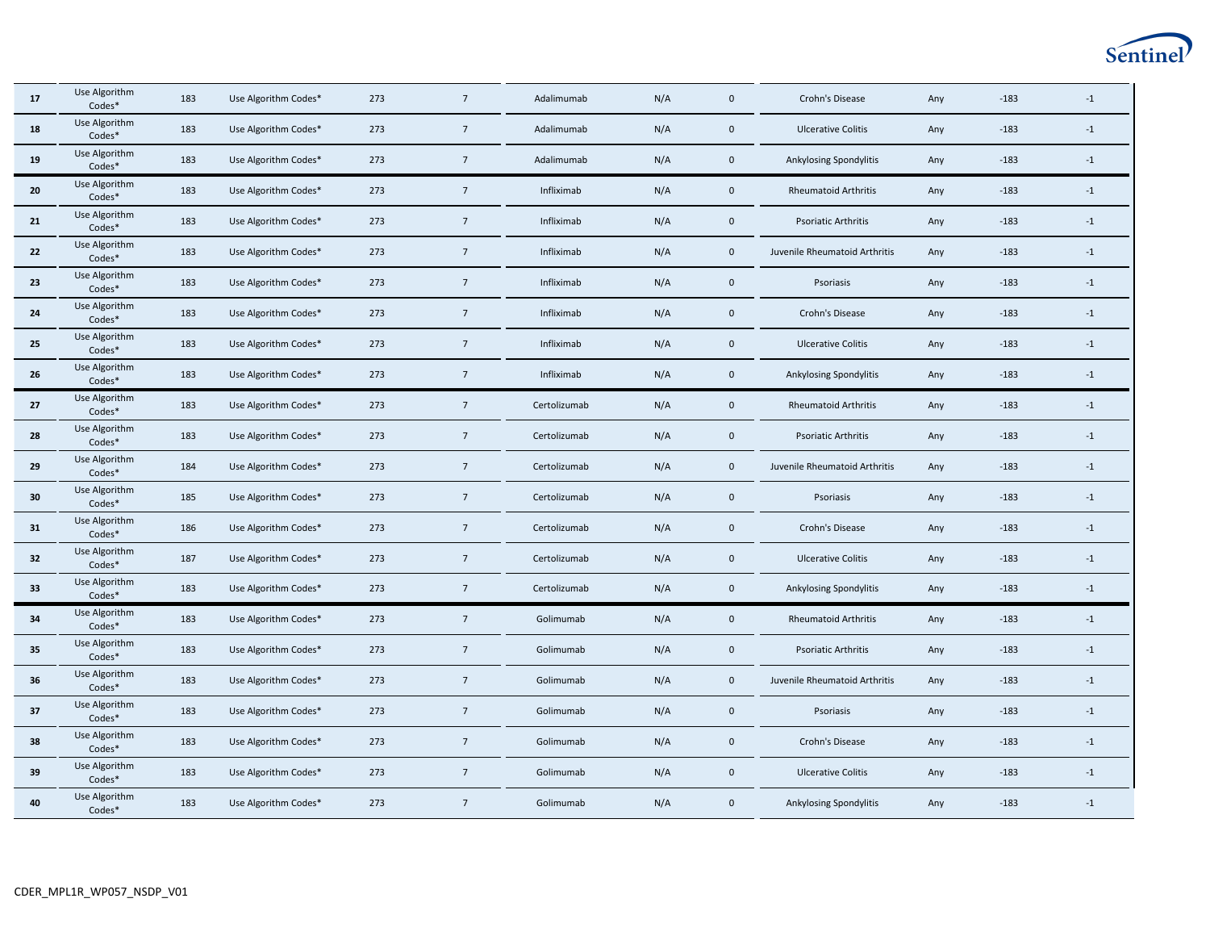| | | | | | | | | | | | | |
|---|---|---|---|---|---|---|---|---|---|---|---|---|
| **17** | Use Algorithm Codes* | 183 | Use Algorithm Codes* | 273 | 7 | Adalimumab | N/A | 0 | Crohn's Disease | Any | -183 | -1 |
| **18** | Use Algorithm Codes* | 183 | Use Algorithm Codes* | 273 | 7 | Adalimumab | N/A | 0 | Ulcerative Colitis | Any | -183 | -1 |
| **19** | Use Algorithm Codes* | 183 | Use Algorithm Codes* | 273 | 7 | Adalimumab | N/A | 0 | Ankylosing Spondylitis | Any | -183 | -1 |
| **20** | Use Algorithm Codes* | 183 | Use Algorithm Codes* | 273 | 7 | Infliximab | N/A | 0 | Rheumatoid Arthritis | Any | -183 | -1 |
| **21** | Use Algorithm Codes* | 183 | Use Algorithm Codes* | 273 | 7 | Infliximab | N/A | 0 | Psoriatic Arthritis | Any | -183 | -1 |
| **22** | Use Algorithm Codes* | 183 | Use Algorithm Codes* | 273 | 7 | Infliximab | N/A | 0 | Juvenile Rheumatoid Arthritis | Any | -183 | -1 |
| **23** | Use Algorithm Codes* | 183 | Use Algorithm Codes* | 273 | 7 | Infliximab | N/A | 0 | Psoriasis | Any | -183 | -1 |
| **24** | Use Algorithm Codes* | 183 | Use Algorithm Codes* | 273 | 7 | Infliximab | N/A | 0 | Crohn's Disease | Any | -183 | -1 |
| **25** | Use Algorithm Codes* | 183 | Use Algorithm Codes* | 273 | 7 | Infliximab | N/A | 0 | Ulcerative Colitis | Any | -183 | -1 |
| **26** | Use Algorithm Codes* | 183 | Use Algorithm Codes* | 273 | 7 | Infliximab | N/A | 0 | Ankylosing Spondylitis | Any | -183 | -1 |
| **27** | Use Algorithm Codes* | 183 | Use Algorithm Codes* | 273 | 7 | Certolizumab | N/A | 0 | Rheumatoid Arthritis | Any | -183 | -1 |
| **28** | Use Algorithm Codes* | 183 | Use Algorithm Codes* | 273 | 7 | Certolizumab | N/A | 0 | Psoriatic Arthritis | Any | -183 | -1 |
| **29** | Use Algorithm Codes* | 184 | Use Algorithm Codes* | 273 | 7 | Certolizumab | N/A | 0 | Juvenile Rheumatoid Arthritis | Any | -183 | -1 |
| **30** | Use Algorithm Codes* | 185 | Use Algorithm Codes* | 273 | 7 | Certolizumab | N/A | 0 | Psoriasis | Any | -183 | -1 |
| **31** | Use Algorithm Codes* | 186 | Use Algorithm Codes* | 273 | 7 | Certolizumab | N/A | 0 | Crohn's Disease | Any | -183 | -1 |
| **32** | Use Algorithm Codes* | 187 | Use Algorithm Codes* | 273 | 7 | Certolizumab | N/A | 0 | Ulcerative Colitis | Any | -183 | -1 |
| **33** | Use Algorithm Codes* | 183 | Use Algorithm Codes* | 273 | 7 | Certolizumab | N/A | 0 | Ankylosing Spondylitis | Any | -183 | -1 |
| **34** | Use Algorithm Codes* | 183 | Use Algorithm Codes* | 273 | 7 | Golimumab | N/A | 0 | Rheumatoid Arthritis | Any | -183 | -1 |
| **35** | Use Algorithm Codes* | 183 | Use Algorithm Codes* | 273 | 7 | Golimumab | N/A | 0 | Psoriatic Arthritis | Any | -183 | -1 |
| **36** | Use Algorithm Codes* | 183 | Use Algorithm Codes* | 273 | 7 | Golimumab | N/A | 0 | Juvenile Rheumatoid Arthritis | Any | -183 | -1 |
| **37** | Use Algorithm Codes* | 183 | Use Algorithm Codes* | 273 | 7 | Golimumab | N/A | 0 | Psoriasis | Any | -183 | -1 |
| **38** | Use Algorithm Codes* | 183 | Use Algorithm Codes* | 273 | 7 | Golimumab | N/A | 0 | Crohn's Disease | Any | -183 | -1 |
| **39** | Use Algorithm Codes* | 183 | Use Algorithm Codes* | 273 | 7 | Golimumab | N/A | 0 | Ulcerative Colitis | Any | -183 | -1 |
| **40** | Use Algorithm Codes* | 183 | Use Algorithm Codes* | 273 | 7 | Golimumab | N/A | 0 | Ankylosing Spondylitis | Any | -183 | -1 |

CDER_MPL1R_WP057_NSDP_V01